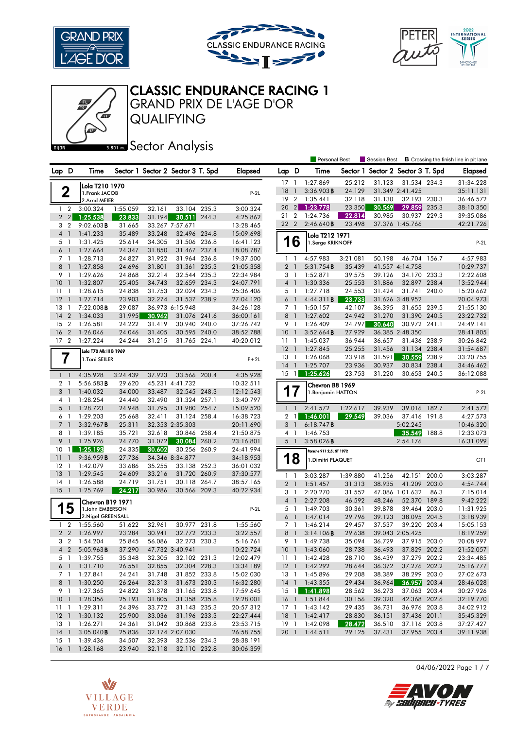# CLASSIC ENDURANCE RACING 1

## GRAND PRIX DE L'AGE D'OR

## QUALIFYING

### Sector Analysis

DIJON 3.801 m.

Personal Best | Session Best | **B** Crossing the finish line in pit lane

**2** — Lola T210 1970 — 1.Frank JACOB, 2.Arnd MEIER — P-2L

| Lap | D | Time | Sector 1 | Sector 2 | Sector 3 | T. Spd | Elapsed |
|---|---|---|---|---|---|---|---|
| 1 | 2 | 3:00.324 | 1:55.059 | 32.161 | 33.104 | 235.3 | 3:00.324 |
| 2 | 2 | 1:25.538 | 23.833 | 31.194 | 30.511 | 244.3 | 4:25.862 |
| 3 | 2 | 9:02.603**B** | 31.665 | 33.267 | 7:57.671 | | 13:28.465 |
| 4 | 1 | 1:41.233 | 35.489 | 33.248 | 32.496 | 234.8 | 15:09.698 |
| 5 | 1 | 1:31.425 | 25.614 | 34.305 | 31.506 | 236.8 | 16:41.123 |
| 6 | 1 | 1:27.664 | 24.347 | 31.850 | 31.467 | 237.4 | 18:08.787 |
| 7 | 1 | 1:28.713 | 24.827 | 31.922 | 31.964 | 236.8 | 19:37.500 |
| 8 | 1 | 1:27.858 | 24.696 | 31.801 | 31.361 | 235.3 | 21:05.358 |
| 9 | 1 | 1:29.626 | 24.868 | 32.214 | 32.544 | 235.3 | 22:34.984 |
| 10 | 1 | 1:32.807 | 25.405 | 34.743 | 32.659 | 234.3 | 24:07.791 |
| 11 | 1 | 1:28.615 | 24.838 | 31.753 | 32.024 | 234.3 | 25:36.406 |
| 12 | 1 | 1:27.714 | 23.903 | 32.274 | 31.537 | 238.9 | 27:04.120 |
| 13 | 1 | 7:22.008**B** | 29.087 | 36.973 | 6:15.948 | | 34:26.128 |
| 14 | 2 | 1:34.033 | 31.995 | 30.962 | 31.076 | 241.6 | 36:00.161 |
| 15 | 2 | 1:26.581 | 24.222 | 31.419 | 30.940 | 240.0 | 37:26.742 |
| 16 | 2 | 1:26.046 | 24.046 | 31.405 | 30.595 | 240.0 | 38:52.788 |
| 17 | 2 | 1:27.224 | 24.244 | 31.215 | 31.765 | 224.1 | 40:20.012 |

**7** — Lola T70 Mk III B 1969 — 1.Toni SEILER — P+2L

| Lap | D | Time | Sector 1 | Sector 2 | Sector 3 | T. Spd | Elapsed |
|---|---|---|---|---|---|---|---|
| 1 | 1 | 4:35.928 | 3:24.439 | 37.923 | 33.566 | 200.4 | 4:35.928 |
| 2 | 1 | 5:56.583**B** | 29.620 | 45.231 | 4:41.732 | | 10:32.511 |
| 3 | 1 | 1:40.032 | 34.000 | 33.487 | 32.545 | 248.3 | 12:12.543 |
| 4 | 1 | 1:28.254 | 24.440 | 32.490 | 31.324 | 257.1 | 13:40.797 |
| 5 | 1 | 1:28.723 | 24.948 | 31.795 | 31.980 | 254.7 | 15:09.520 |
| 6 | 1 | 1:29.203 | 25.668 | 32.411 | 31.124 | 258.4 | 16:38.723 |
| 7 | 1 | 3:32.967**B** | 25.311 | 32.353 | 2:35.303 | | 20:11.690 |
| 8 | 1 | 1:39.185 | 35.721 | 32.618 | 30.846 | 258.4 | 21:50.875 |
| 9 | 1 | 1:25.926 | 24.770 | 31.072 | 30.084 | 260.2 | 23:16.801 |
| 10 | 1 | 1:25.193 | 24.335 | 30.602 | 30.256 | 260.9 | 24:41.994 |
| 11 | 1 | 9:36.959**B** | 27.736 | 34.346 | 8:34.877 | | 34:18.953 |
| 12 | 1 | 1:42.079 | 33.686 | 35.255 | 33.138 | 252.3 | 36:01.032 |
| 13 | 1 | 1:29.545 | 24.609 | 33.216 | 31.720 | 260.9 | 37:30.577 |
| 14 | 1 | 1:26.588 | 24.719 | 31.751 | 30.118 | 264.7 | 38:57.165 |
| 15 | 1 | 1:25.769 | 24.217 | 30.986 | 30.566 | 209.3 | 40:22.934 |

**15** — Chevron B19 1971 — 1.John EMBERSON, 2.Nigel GREENSALL — P-2L

| Lap | D | Time | Sector 1 | Sector 2 | Sector 3 | T. Spd | Elapsed |
|---|---|---|---|---|---|---|---|
| 1 | 2 | 1:55.560 | 51.622 | 32.961 | 30.977 | 231.8 | 1:55.560 |
| 2 | 2 | 1:26.997 | 23.284 | 30.941 | 32.772 | 233.3 | 3:22.557 |
| 3 | 2 | 1:54.204 | 25.845 | 56.086 | 32.273 | 230.3 | 5:16.761 |
| 4 | 2 | 5:05.963**B** | 37.290 | 47.732 | 3:40.941 | | 10:22.724 |
| 5 | 1 | 1:39.755 | 35.348 | 32.305 | 32.102 | 231.3 | 12:02.479 |
| 6 | 1 | 1:31.710 | 26.551 | 32.855 | 32.304 | 228.3 | 13:34.189 |
| 7 | 1 | 1:27.841 | 24.241 | 31.748 | 31.852 | 233.8 | 15:02.030 |
| 8 | 1 | 1:30.250 | 26.264 | 32.313 | 31.673 | 230.3 | 16:32.280 |
| 9 | 1 | 1:27.365 | 24.822 | 31.378 | 31.165 | 233.8 | 17:59.645 |
| 10 | 1 | 1:28.356 | 25.193 | 31.805 | 31.358 | 235.8 | 19:28.001 |
| 11 | 1 | 1:29.311 | 24.396 | 33.772 | 31.143 | 235.3 | 20:57.312 |
| 12 | 1 | 1:30.132 | 25.900 | 33.036 | 31.196 | 233.3 | 22:27.444 |
| 13 | 1 | 1:26.271 | 24.361 | 31.042 | 30.868 | 233.8 | 23:53.715 |
| 14 | 1 | 3:05.040**B** | 25.836 | 32.174 | 2:07.030 | | 26:58.755 |
| 15 | 1 | 1:39.436 | 34.507 | 32.393 | 32.536 | 234.3 | 28:38.191 |
| 16 | 1 | 1:28.168 | 23.940 | 32.118 | 32.110 | 232.8 | 30:06.359 |
| 17 | 1 | 1:27.869 | 25.212 | 31.123 | 31.534 | 234.3 | 31:34.228 |
| 18 | 1 | 3:36.903**B** | 24.129 | 31.349 | 2:41.425 | | 35:11.131 |
| 19 | 2 | 1:35.441 | 32.118 | 31.130 | 32.193 | 230.3 | 36:46.572 |
| 20 | 2 | 1:23.778 | 23.350 | 30.569 | 29.859 | 235.3 | 38:10.350 |
| 21 | 2 | 1:24.736 | 22.814 | 30.985 | 30.937 | 229.3 | 39:35.086 |
| 22 | 2 | 2:46.640**B** | 23.498 | 37.376 | 1:45.766 | | 42:21.726 |

**16** — Lola T212 1971 — 1.Serge KRIKNOFF — P-2L

| Lap | D | Time | Sector 1 | Sector 2 | Sector 3 | T. Spd | Elapsed |
|---|---|---|---|---|---|---|---|
| 1 | 1 | 4:57.983 | 3:21.081 | 50.198 | 46.704 | 156.7 | 4:57.983 |
| 2 | 1 | 5:31.754**B** | 35.439 | 41.557 | 4:14.758 | | 10:29.737 |
| 3 | 1 | 1:52.871 | 39.575 | 39.126 | 34.170 | 233.3 | 12:22.608 |
| 4 | 1 | 1:30.336 | 25.553 | 31.886 | 32.897 | 238.4 | 13:52.944 |
| 5 | 1 | 1:27.718 | 24.553 | 31.424 | 31.741 | 240.0 | 15:20.662 |
| 6 | 1 | 4:44.311**B** | 23.733 | 31.626 | 3:48.952 | | 20:04.973 |
| 7 | 1 | 1:50.157 | 42.107 | 36.395 | 31.655 | 239.5 | 21:55.130 |
| 8 | 1 | 1:27.602 | 24.942 | 31.270 | 31.390 | 240.5 | 23:22.732 |
| 9 | 1 | 1:26.409 | 24.797 | 30.640 | 30.972 | 241.1 | 24:49.141 |
| 10 | 1 | 3:52.664**B** | 27.929 | 36.385 | 2:48.350 | | 28:41.805 |
| 11 | 1 | 1:45.037 | 36.944 | 36.657 | 31.436 | 238.9 | 30:26.842 |
| 12 | 1 | 1:27.845 | 25.255 | 31.456 | 31.134 | 238.4 | 31:54.687 |
| 13 | 1 | 1:26.068 | 23.918 | 31.591 | 30.559 | 238.9 | 33:20.755 |
| 14 | 1 | 1:25.707 | 23.936 | 30.937 | 30.834 | 238.4 | 34:46.462 |
| 15 | 1 | 1:25.626 | 23.753 | 31.220 | 30.653 | 240.5 | 36:12.088 |

**17** — Chevron B8 1969 — 1.Benjamin HATTON — P-2L

| Lap | D | Time | Sector 1 | Sector 2 | Sector 3 | T. Spd | Elapsed |
|---|---|---|---|---|---|---|---|
| 1 | 1 | 2:41.572 | 1:22.617 | 39.939 | 39.016 | 182.7 | 2:41.572 |
| 2 | 1 | 1:46.001 | 29.549 | 39.036 | 37.416 | 191.8 | 4:27.573 |
| 3 | 1 | 6:18.747**B** | | | 5:02.245 | | 10:46.320 |
| 4 | 1 | 1:46.753 | | | 35.549 | 188.8 | 12:33.073 |
| 5 | 1 | 3:58.026**B** | | | 2:54.176 | | 16:31.099 |

**18** — Porsche 911 2,5L ST 1972 — 1.Dimitri PLAQUET — GT1

| Lap | D | Time | Sector 1 | Sector 2 | Sector 3 | T. Spd | Elapsed |
|---|---|---|---|---|---|---|---|
| 1 | 1 | 3:03.287 | 1:39.880 | 41.256 | 42.151 | 200.0 | 3:03.287 |
| 2 | 1 | 1:51.457 | 31.313 | 38.935 | 41.209 | 203.0 | 4:54.744 |
| 3 | 1 | 2:20.270 | 31.552 | 47.086 | 1:01.632 | 86.3 | 7:15.014 |
| 4 | 1 | 2:27.208 | 46.592 | 48.246 | 52.370 | 189.8 | 9:42.222 |
| 5 | 1 | 1:49.703 | 30.361 | 39.878 | 39.464 | 203.0 | 11:31.925 |
| 6 | 1 | 1:47.014 | 29.796 | 39.123 | 38.095 | 204.5 | 13:18.939 |
| 7 | 1 | 1:46.214 | 29.457 | 37.537 | 39.220 | 203.4 | 15:05.153 |
| 8 | 1 | 3:14.106**B** | 29.638 | 39.043 | 2:05.425 | | 18:19.259 |
| 9 | 1 | 1:49.738 | 35.094 | 36.729 | 37.915 | 203.0 | 20:08.997 |
| 10 | 1 | 1:43.060 | 28.738 | 36.493 | 37.829 | 202.2 | 21:52.057 |
| 11 | 1 | 1:42.428 | 28.710 | 36.439 | 37.279 | 202.2 | 23:34.485 |
| 12 | 1 | 1:42.292 | 28.644 | 36.372 | 37.276 | 202.2 | 25:16.777 |
| 13 | 1 | 1:45.896 | 29.208 | 38.389 | 38.299 | 203.0 | 27:02.673 |
| 14 | 1 | 1:43.355 | 29.434 | 36.964 | 36.957 | 203.4 | 28:46.028 |
| 15 | 1 | 1:41.898 | 28.562 | 36.273 | 37.063 | 203.4 | 30:27.926 |
| 16 | 1 | 1:51.844 | 30.156 | 39.320 | 42.368 | 202.6 | 32:19.770 |
| 17 | 1 | 1:43.142 | 29.435 | 36.731 | 36.976 | 203.8 | 34:02.912 |
| 18 | 1 | 1:42.417 | 28.830 | 36.151 | 37.436 | 201.1 | 35:45.329 |
| 19 | 1 | 1:42.098 | 28.472 | 36.510 | 37.116 | 203.8 | 37:27.427 |
| 20 | 1 | 1:44.511 | 29.125 | 37.431 | 37.955 | 203.4 | 39:11.938 |

04/06/2022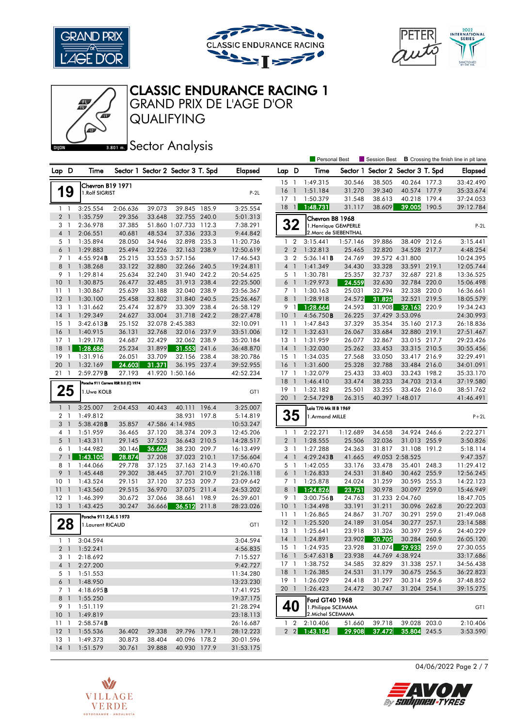# CLASSIC ENDURANCE RACING 1

## GRAND PRIX DE L'AGE D'OR

## QUALIFYING

### Sector Analysis

DIJON 3.801 m.

Personal Best | Session Best | **B** Crossing the finish line in pit lane

**19** — Chevron B19 1971 — 1.Rolf SIGRIST — P-2L

| Lap | D | Time | Sector 1 | Sector 2 | Sector 3 | T. Spd | Elapsed |
|---|---|---|---|---|---|---|---|
| 1 | 1 | 3:25.554 | 2:06.636 | 39.073 | 39.845 | 185.9 | 3:25.554 |
| 2 | 1 | 1:35.759 | 29.356 | 33.648 | 32.755 | 240.0 | 5:01.313 |
| 3 | 1 | 2:36.978 | 37.385 | 51.860 | 1:07.733 | 112.3 | 7:38.291 |
| 4 | 1 | 2:06.551 | 40.681 | 48.534 | 37.336 | 233.3 | 9:44.842 |
| 5 | 1 | 1:35.894 | 28.050 | 34.946 | 32.898 | 235.3 | 11:20.736 |
| 6 | 1 | 1:29.883 | 25.494 | 32.226 | 32.163 | 238.9 | 12:50.619 |
| 7 | 1 | 4:55.924B | 25.215 | 33.553 | 3:57.156 | | 17:46.543 |
| 8 | 1 | 1:38.268 | 33.122 | 32.880 | 32.266 | 240.5 | 19:24.811 |
| 9 | 1 | 1:29.814 | 25.634 | 32.240 | 31.940 | 242.2 | 20:54.625 |
| 10 | 1 | 1:30.875 | 26.477 | 32.485 | 31.913 | 238.4 | 22:25.500 |
| 11 | 1 | 1:30.867 | 25.639 | 33.188 | 32.040 | 238.9 | 23:56.367 |
| 12 | 1 | 1:30.100 | 25.458 | 32.802 | 31.840 | 240.5 | 25:26.467 |
| 13 | 1 | 1:31.662 | 25.474 | 32.879 | 33.309 | 238.4 | 26:58.129 |
| 14 | 1 | 1:29.349 | 24.627 | 33.004 | 31.718 | 242.2 | 28:27.478 |
| 15 | 1 | 3:42.613B | 25.152 | 32.078 | 2:45.383 | | 32:10.091 |
| 16 | 1 | 1:40.915 | 36.131 | 32.768 | 32.016 | 237.9 | 33:51.006 |
| 17 | 1 | 1:29.178 | 24.687 | 32.429 | 32.062 | 238.9 | 35:20.184 |
| 18 | 1 | 1:28.686 | 25.234 | 31.899 | 31.553 | 241.6 | 36:48.870 |
| 19 | 1 | 1:31.916 | 26.051 | 33.709 | 32.156 | 238.4 | 38:20.786 |
| 20 | 1 | 1:32.169 | 24.603 | 31.371 | 36.195 | 237.4 | 39:52.955 |
| 21 | 1 | 2:59.279B | 27.193 | 41.920 | 1:50.166 | | 42:52.234 |

**25** — Porsche 911 Carrera RSR 3.0 (C) 1974 — 1.Uwe KOLB — GT1

| Lap | D | Time | Sector 1 | Sector 2 | Sector 3 | T. Spd | Elapsed |
|---|---|---|---|---|---|---|---|
| 1 | 1 | 3:25.007 | 2:04.453 | 40.443 | 40.111 | 196.4 | 3:25.007 |
| 2 | 1 | 1:49.812 | | | 38.931 | 197.8 | 5:14.819 |
| 3 | 1 | 5:38.428B | 35.857 | 47.586 | 4:14.985 | | 10:53.247 |
| 4 | 1 | 1:51.959 | 36.465 | 37.120 | 38.374 | 209.3 | 12:45.206 |
| 5 | 1 | 1:43.311 | 29.145 | 37.523 | 36.643 | 210.5 | 14:28.517 |
| 6 | 1 | 1:44.982 | 30.146 | 36.606 | 38.230 | 209.7 | 16:13.499 |
| 7 | 1 | 1:43.105 | 28.874 | 37.208 | 37.023 | 210.1 | 17:56.604 |
| 8 | 1 | 1:44.066 | 29.778 | 37.125 | 37.163 | 214.3 | 19:40.670 |
| 9 | 1 | 1:45.448 | 29.302 | 38.445 | 37.701 | 210.9 | 21:26.118 |
| 10 | 1 | 1:43.524 | 29.151 | 37.120 | 37.253 | 209.7 | 23:09.642 |
| 11 | 1 | 1:43.560 | 29.515 | 36.970 | 37.075 | 211.4 | 24:53.202 |
| 12 | 1 | 1:46.399 | 30.672 | 37.066 | 38.661 | 198.9 | 26:39.601 |
| 13 | 1 | 1:43.425 | 30.247 | 36.666 | 36.512 | 211.8 | 28:23.026 |

**28** — Porsche 911 2,4L S 1973 — 1.Laurent RICAUD — GT1

| Lap | D | Time | Sector 1 | Sector 2 | Sector 3 | T. Spd | Elapsed |
|---|---|---|---|---|---|---|---|
| 1 | 1 | 3:04.594 | | | | | 3:04.594 |
| 2 | 1 | 1:52.241 | | | | | 4:56.835 |
| 3 | 1 | 2:18.692 | | | | | 7:15.527 |
| 4 | 1 | 2:27.200 | | | | | 9:42.727 |
| 5 | 1 | 1:51.553 | | | | | 11:34.280 |
| 6 | 1 | 1:48.950 | | | | | 13:23.230 |
| 7 | 1 | 4:18.695B | | | | | 17:41.925 |
| 8 | 1 | 1:55.250 | | | | | 19:37.175 |
| 9 | 1 | 1:51.119 | | | | | 21:28.294 |
| 10 | 1 | 1:49.819 | | | | | 23:18.113 |
| 11 | 1 | 2:58.574B | | | | | 26:16.687 |
| 12 | 1 | 1:55.536 | 36.402 | 39.338 | 39.796 | 179.1 | 28:12.223 |
| 13 | 1 | 1:49.373 | 30.873 | 38.404 | 40.096 | 178.2 | 30:01.596 |
| 14 | 1 | 1:51.579 | 30.761 | 39.888 | 40.930 | 177.9 | 31:53.175 |
| 15 | 1 | 1:49.315 | 30.546 | 38.505 | 40.264 | 177.3 | 33:42.490 |
| 16 | 1 | 1:51.184 | 31.270 | 39.340 | 40.574 | 177.9 | 35:33.674 |
| 17 | 1 | 1:50.379 | 31.548 | 38.613 | 40.218 | 179.4 | 37:24.053 |
| 18 | 1 | 1:48.731 | 31.117 | 38.609 | 39.005 | 190.5 | 39:12.784 |

**32** — Chevron B8 1968 — 1.Henrique GEMPERLE, 2.Marc de SIEBENTHAL — P-2L

| Lap | D | Time | Sector 1 | Sector 2 | Sector 3 | T. Spd | Elapsed |
|---|---|---|---|---|---|---|---|
| 1 | 2 | 3:15.441 | 1:57.146 | 39.886 | 38.409 | 212.6 | 3:15.441 |
| 2 | 2 | 1:32.813 | 25.465 | 32.820 | 34.528 | 217.7 | 4:48.254 |
| 3 | 2 | 5:36.141B | 24.769 | 39.572 | 4:31.800 | | 10:24.395 |
| 4 | 1 | 1:41.349 | 34.430 | 33.328 | 33.591 | 219.1 | 12:05.744 |
| 5 | 1 | 1:30.781 | 25.357 | 32.737 | 32.687 | 221.8 | 13:36.525 |
| 6 | 1 | 1:29.973 | 24.559 | 32.630 | 32.784 | 220.0 | 15:06.498 |
| 7 | 1 | 1:30.163 | 25.031 | 32.794 | 32.338 | 220.0 | 16:36.661 |
| 8 | 1 | 1:28.918 | 24.572 | 31.825 | 32.521 | 219.5 | 18:05.579 |
| 9 | 1 | 1:28.664 | 24.593 | 31.908 | 32.163 | 220.9 | 19:34.243 |
| 10 | 1 | 4:56.750B | 26.225 | 37.429 | 3:53.096 | | 24:30.993 |
| 11 | 1 | 1:47.843 | 37.329 | 35.354 | 35.160 | 217.3 | 26:18.836 |
| 12 | 1 | 1:32.631 | 26.067 | 33.684 | 32.880 | 219.1 | 27:51.467 |
| 13 | 1 | 1:31.959 | 26.077 | 32.867 | 33.015 | 217.7 | 29:23.426 |
| 14 | 1 | 1:32.030 | 25.262 | 33.453 | 33.315 | 210.5 | 30:55.456 |
| 15 | 1 | 1:34.035 | 27.568 | 33.050 | 33.417 | 216.9 | 32:29.491 |
| 16 | 1 | 1:31.600 | 25.328 | 32.788 | 33.484 | 216.0 | 34:01.091 |
| 17 | 1 | 1:32.079 | 25.433 | 33.403 | 33.243 | 198.2 | 35:33.170 |
| 18 | 1 | 1:46.410 | 33.474 | 38.233 | 34.703 | 213.4 | 37:19.580 |
| 19 | 1 | 1:32.182 | 25.501 | 33.255 | 33.426 | 216.0 | 38:51.762 |
| 20 | 1 | 2:54.729B | 26.315 | 40.397 | 1:48.017 | | 41:46.491 |

**35** — Lola T70 Mk III B 1969 — 1.Armand MILLE — P+2L

| Lap | D | Time | Sector 1 | Sector 2 | Sector 3 | T. Spd | Elapsed |
|---|---|---|---|---|---|---|---|
| 1 | 1 | 2:22.271 | 1:12.689 | 34.658 | 34.924 | 246.6 | 2:22.271 |
| 2 | 1 | 1:28.555 | 25.506 | 32.036 | 31.013 | 255.9 | 3:50.826 |
| 3 | 1 | 1:27.288 | 24.363 | 31.817 | 31.108 | 191.2 | 5:18.114 |
| 4 | 1 | 4:29.243B | 41.665 | 49.053 | 2:58.525 | | 9:47.357 |
| 5 | 1 | 1:42.055 | 33.176 | 33.478 | 35.401 | 248.3 | 11:29.412 |
| 6 | 1 | 1:26.833 | 24.531 | 31.840 | 30.462 | 255.9 | 12:56.245 |
| 7 | 1 | 1:25.878 | 24.024 | 31.259 | 30.595 | 255.3 | 14:22.123 |
| 8 | 1 | 1:24.826 | 23.751 | 30.978 | 30.097 | 259.0 | 15:46.949 |
| 9 | 1 | 3:00.756B | 24.763 | 31.233 | 2:04.760 | | 18:47.705 |
| 10 | 1 | 1:34.498 | 33.191 | 31.211 | 30.096 | 262.8 | 20:22.203 |
| 11 | 1 | 1:26.865 | 24.867 | 31.707 | 30.291 | 259.0 | 21:49.068 |
| 12 | 1 | 1:25.520 | 24.189 | 31.054 | 30.277 | 257.1 | 23:14.588 |
| 13 | 1 | 1:25.641 | 23.918 | 31.326 | 30.397 | 259.6 | 24:40.229 |
| 14 | 1 | 1:24.891 | 23.902 | 30.705 | 30.284 | 260.9 | 26:05.120 |
| 15 | 1 | 1:24.935 | 23.928 | 31.074 | 29.933 | 259.0 | 27:30.055 |
| 16 | 1 | 5:47.631B | 23.938 | 44.769 | 4:38.924 | | 33:17.686 |
| 17 | 1 | 1:38.752 | 34.585 | 32.829 | 31.338 | 257.1 | 34:56.438 |
| 18 | 1 | 1:26.385 | 24.531 | 31.179 | 30.675 | 256.5 | 36:22.823 |
| 19 | 1 | 1:26.029 | 24.418 | 31.297 | 30.314 | 259.6 | 37:48.852 |
| 20 | 1 | 1:26.423 | 24.472 | 30.747 | 31.204 | 254.1 | 39:15.275 |

**40** — Ford GT40 1968 — 1.Philippe SCEMAMA, 2.Michel SCEMAMA — GT1

| Lap | D | Time | Sector 1 | Sector 2 | Sector 3 | T. Spd | Elapsed |
|---|---|---|---|---|---|---|---|
| 1 | 2 | 2:10.406 | 51.660 | 39.718 | 39.028 | 203.0 | 2:10.406 |
| 2 | 2 | 1:43.184 | 29.908 | 37.472 | 35.804 | 245.5 | 3:53.590 |

04/06/2022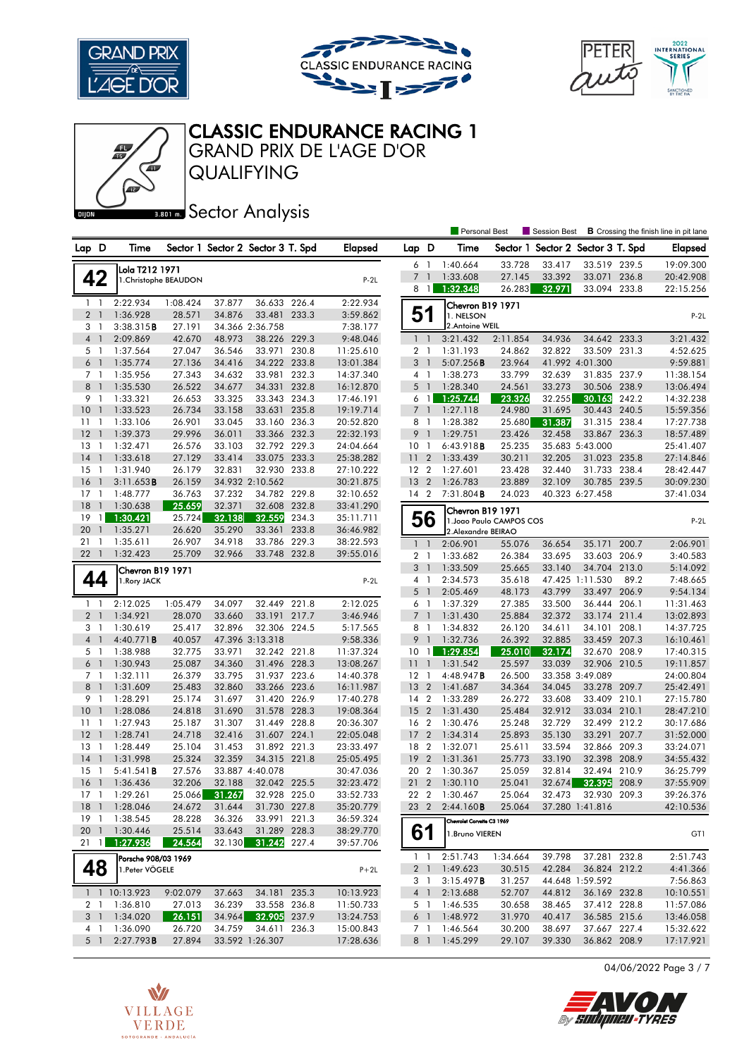# CLASSIC ENDURANCE RACING 1

## GRAND PRIX DE L'AGE D'OR

## QUALIFYING

## Sector Analysis

DIJON 3.801 m.

Personal Best | Session Best | **B** Crossing the finish line in pit lane

### 42 — Lola T212 1971 — P-2L
1.Christophe BEAUDON

| Lap | D | Time | Sector 1 | Sector 2 | Sector 3 | T. Spd | Elapsed |
|---|---|---|---|---|---|---|---|
| 1 | 1 | 2:22.934 | 1:08.424 | 37.877 | 36.633 | 226.4 | 2:22.934 |
| 2 | 1 | 1:36.928 | 28.571 | 34.876 | 33.481 | 233.3 | 3:59.862 |
| 3 | 1 | 3:38.315**B** | 27.191 | 34.366 | 2:36.758 | | 7:38.177 |
| 4 | 1 | 2:09.869 | 42.670 | 48.973 | 38.226 | 229.3 | 9:48.046 |
| 5 | 1 | 1:37.564 | 27.047 | 36.546 | 33.971 | 230.8 | 11:25.610 |
| 6 | 1 | 1:35.774 | 27.136 | 34.416 | 34.222 | 233.8 | 13:01.384 |
| 7 | 1 | 1:35.956 | 27.343 | 34.632 | 33.981 | 232.3 | 14:37.340 |
| 8 | 1 | 1:35.530 | 26.522 | 34.677 | 34.331 | 232.8 | 16:12.870 |
| 9 | 1 | 1:33.321 | 26.653 | 33.325 | 33.343 | 234.3 | 17:46.191 |
| 10 | 1 | 1:33.523 | 26.734 | 33.158 | 33.631 | 235.8 | 19:19.714 |
| 11 | 1 | 1:33.106 | 26.901 | 33.045 | 33.160 | 236.3 | 20:52.820 |
| 12 | 1 | 1:39.373 | 29.996 | 36.011 | 33.366 | 232.3 | 22:32.193 |
| 13 | 1 | 1:32.471 | 26.576 | 33.103 | 32.792 | 229.3 | 24:04.664 |
| 14 | 1 | 1:33.618 | 27.129 | 33.414 | 33.075 | 233.3 | 25:38.282 |
| 15 | 1 | 1:31.940 | 26.179 | 32.831 | 32.930 | 233.8 | 27:10.222 |
| 16 | 1 | 3:11.653**B** | 26.159 | 34.932 | 2:10.562 | | 30:21.875 |
| 17 | 1 | 1:48.777 | 36.763 | 37.232 | 34.782 | 229.8 | 32:10.652 |
| 18 | 1 | 1:30.638 | 25.659 | 32.371 | 32.608 | 232.8 | 33:41.290 |
| 19 | 1 | 1:30.421 | 25.724 | 32.138 | 32.559 | 234.3 | 35:11.711 |
| 20 | 1 | 1:35.271 | 26.620 | 35.290 | 33.361 | 233.8 | 36:46.982 |
| 21 | 1 | 1:35.611 | 26.907 | 34.918 | 33.786 | 229.3 | 38:22.593 |
| 22 | 1 | 1:32.423 | 25.709 | 32.966 | 33.748 | 232.8 | 39:55.016 |

### 44 — Chevron B19 1971 — P-2L
1.Rory JACK

| Lap | D | Time | Sector 1 | Sector 2 | Sector 3 | T. Spd | Elapsed |
|---|---|---|---|---|---|---|---|
| 1 | 1 | 2:12.025 | 1:05.479 | 34.097 | 32.449 | 221.8 | 2:12.025 |
| 2 | 1 | 1:34.921 | 28.070 | 33.660 | 33.191 | 217.7 | 3:46.946 |
| 3 | 1 | 1:30.619 | 25.417 | 32.896 | 32.306 | 224.5 | 5:17.565 |
| 4 | 1 | 4:40.771**B** | 40.057 | 47.396 | 3:13.318 | | 9:58.336 |
| 5 | 1 | 1:38.988 | 32.775 | 33.971 | 32.242 | 221.8 | 11:37.324 |
| 6 | 1 | 1:30.943 | 25.087 | 34.360 | 31.496 | 228.3 | 13:08.267 |
| 7 | 1 | 1:32.111 | 26.379 | 33.795 | 31.937 | 223.6 | 14:40.378 |
| 8 | 1 | 1:31.609 | 25.483 | 32.860 | 33.266 | 223.6 | 16:11.987 |
| 9 | 1 | 1:28.291 | 25.174 | 31.697 | 31.420 | 226.9 | 17:40.278 |
| 10 | 1 | 1:28.086 | 24.818 | 31.690 | 31.578 | 228.3 | 19:08.364 |
| 11 | 1 | 1:27.943 | 25.187 | 31.307 | 31.449 | 228.8 | 20:36.307 |
| 12 | 1 | 1:28.741 | 24.718 | 32.416 | 31.607 | 224.1 | 22:05.048 |
| 13 | 1 | 1:28.449 | 25.104 | 31.453 | 31.892 | 221.3 | 23:33.497 |
| 14 | 1 | 1:31.998 | 25.324 | 32.359 | 34.315 | 221.8 | 25:05.495 |
| 15 | 1 | 5:41.541**B** | 27.576 | 33.887 | 4:40.078 | | 30:47.036 |
| 16 | 1 | 1:36.436 | 32.206 | 32.188 | 32.042 | 225.5 | 32:23.472 |
| 17 | 1 | 1:29.261 | 25.066 | 31.267 | 32.928 | 225.0 | 33:52.733 |
| 18 | 1 | 1:28.046 | 24.672 | 31.644 | 31.730 | 227.8 | 35:20.779 |
| 19 | 1 | 1:38.545 | 28.228 | 36.326 | 33.991 | 221.3 | 36:59.324 |
| 20 | 1 | 1:30.446 | 25.514 | 33.643 | 31.289 | 228.3 | 38:29.770 |
| 21 | 1 | 1:27.936 | 24.564 | 32.130 | 31.242 | 227.4 | 39:57.706 |

### 48 — Porsche 908/03 1969 — P+2L
1.Peter VÖGELE

| Lap | D | Time | Sector 1 | Sector 2 | Sector 3 | T. Spd | Elapsed |
|---|---|---|---|---|---|---|---|
| 1 | 1 | 10:13.923 | 9:02.079 | 37.663 | 34.181 | 235.3 | 10:13.923 |
| 2 | 1 | 1:36.810 | 27.013 | 36.239 | 33.558 | 236.8 | 11:50.733 |
| 3 | 1 | 1:34.020 | 26.151 | 34.964 | 32.905 | 237.9 | 13:24.753 |
| 4 | 1 | 1:36.090 | 26.720 | 34.759 | 34.611 | 236.3 | 15:00.843 |
| 5 | 1 | 2:27.793**B** | 27.894 | 33.592 | 1:26.307 | | 17:28.636 |
| 6 | 1 | 1:40.664 | 33.728 | 33.417 | 33.519 | 239.5 | 19:09.300 |
| 7 | 1 | 1:33.608 | 27.145 | 33.392 | 33.071 | 236.8 | 20:42.908 |
| 8 | 1 | 1:32.348 | 26.283 | 32.971 | 33.094 | 233.8 | 22:15.256 |

### 51 — Chevron B19 1971 — P-2L
1. NELSON
2.Antoine WEIL

| Lap | D | Time | Sector 1 | Sector 2 | Sector 3 | T. Spd | Elapsed |
|---|---|---|---|---|---|---|---|
| 1 | 1 | 3:21.432 | 2:11.854 | 34.936 | 34.642 | 233.3 | 3:21.432 |
| 2 | 1 | 1:31.193 | 24.862 | 32.822 | 33.509 | 231.3 | 4:52.625 |
| 3 | 1 | 5:07.256**B** | 23.964 | 41.992 | 4:01.300 | | 9:59.881 |
| 4 | 1 | 1:38.273 | 33.799 | 32.639 | 31.835 | 237.9 | 11:38.154 |
| 5 | 1 | 1:28.340 | 24.561 | 33.273 | 30.506 | 238.9 | 13:06.494 |
| 6 | 1 | 1:25.744 | 23.326 | 32.255 | 30.163 | 242.2 | 14:32.238 |
| 7 | 1 | 1:27.118 | 24.980 | 31.695 | 30.443 | 240.5 | 15:59.356 |
| 8 | 1 | 1:28.382 | 25.680 | 31.387 | 31.315 | 238.4 | 17:27.738 |
| 9 | 1 | 1:29.751 | 23.426 | 32.458 | 33.867 | 236.3 | 18:57.489 |
| 10 | 1 | 6:43.918**B** | 25.235 | 35.683 | 5:43.000 | | 25:41.407 |
| 11 | 2 | 1:33.439 | 30.211 | 32.205 | 31.023 | 235.8 | 27:14.846 |
| 12 | 2 | 1:27.601 | 23.428 | 32.440 | 31.733 | 238.4 | 28:42.447 |
| 13 | 2 | 1:26.783 | 23.889 | 32.109 | 30.785 | 239.5 | 30:09.230 |
| 14 | 2 | 7:31.804**B** | 24.023 | 40.323 | 6:27.458 | | 37:41.034 |

### 56 — Chevron B19 1971 — P-2L
1.Joao Paulo CAMPOS COS
2.Alexandre BEIRAO

| Lap | D | Time | Sector 1 | Sector 2 | Sector 3 | T. Spd | Elapsed |
|---|---|---|---|---|---|---|---|
| 1 | 1 | 2:06.901 | 55.076 | 36.654 | 35.171 | 200.7 | 2:06.901 |
| 2 | 1 | 1:33.682 | 26.384 | 33.695 | 33.603 | 206.9 | 3:40.583 |
| 3 | 1 | 1:33.509 | 25.665 | 33.140 | 34.704 | 213.0 | 5:14.092 |
| 4 | 1 | 2:34.573 | 35.618 | 47.425 | 1:11.530 | 89.2 | 7:48.665 |
| 5 | 1 | 2:05.469 | 48.173 | 43.799 | 33.497 | 206.9 | 9:54.134 |
| 6 | 1 | 1:37.329 | 27.385 | 33.500 | 36.444 | 206.1 | 11:31.463 |
| 7 | 1 | 1:31.430 | 25.884 | 32.372 | 33.174 | 211.4 | 13:02.893 |
| 8 | 1 | 1:34.832 | 26.120 | 34.611 | 34.101 | 208.1 | 14:37.725 |
| 9 | 1 | 1:32.736 | 26.392 | 32.885 | 33.459 | 207.3 | 16:10.461 |
| 10 | 1 | 1:29.854 | 25.010 | 32.174 | 32.670 | 208.9 | 17:40.315 |
| 11 | 1 | 1:31.542 | 25.597 | 33.039 | 32.906 | 210.5 | 19:11.857 |
| 12 | 1 | 4:48.947**B** | 26.500 | 33.358 | 3:49.089 | | 24:00.804 |
| 13 | 2 | 1:41.687 | 34.364 | 34.045 | 33.278 | 209.7 | 25:42.491 |
| 14 | 2 | 1:33.289 | 26.272 | 33.608 | 33.409 | 210.1 | 27:15.780 |
| 15 | 2 | 1:31.430 | 25.484 | 32.912 | 33.034 | 210.1 | 28:47.210 |
| 16 | 2 | 1:30.476 | 25.248 | 32.729 | 32.499 | 212.2 | 30:17.686 |
| 17 | 2 | 1:34.314 | 25.893 | 35.130 | 33.291 | 207.7 | 31:52.000 |
| 18 | 2 | 1:32.071 | 25.611 | 33.594 | 32.866 | 209.3 | 33:24.071 |
| 19 | 2 | 1:31.361 | 25.773 | 33.190 | 32.398 | 208.9 | 34:55.432 |
| 20 | 2 | 1:30.367 | 25.059 | 32.814 | 32.494 | 210.9 | 36:25.799 |
| 21 | 2 | 1:30.110 | 25.041 | 32.674 | 32.395 | 208.9 | 37:55.909 |
| 22 | 2 | 1:30.467 | 25.064 | 32.473 | 32.930 | 209.3 | 39:26.376 |
| 23 | 2 | 2:44.160**B** | 25.064 | 37.280 | 1:41.816 | | 42:10.536 |

### 61 — Chevrolet Corvette C3 1969 — GT1
1.Bruno VIEREN

| Lap | D | Time | Sector 1 | Sector 2 | Sector 3 | T. Spd | Elapsed |
|---|---|---|---|---|---|---|---|
| 1 | 1 | 2:51.743 | 1:34.664 | 39.798 | 37.281 | 232.8 | 2:51.743 |
| 2 | 1 | 1:49.623 | 30.515 | 42.284 | 36.824 | 212.2 | 4:41.366 |
| 3 | 1 | 3:15.497**B** | 31.257 | 44.648 | 1:59.592 | | 7:56.863 |
| 4 | 1 | 2:13.688 | 52.707 | 44.812 | 36.169 | 232.8 | 10:10.551 |
| 5 | 1 | 1:46.535 | 30.658 | 38.465 | 37.412 | 228.8 | 11:57.086 |
| 6 | 1 | 1:48.972 | 31.970 | 40.417 | 36.585 | 215.6 | 13:46.058 |
| 7 | 1 | 1:46.564 | 30.200 | 38.697 | 37.667 | 227.4 | 15:32.622 |
| 8 | 1 | 1:45.299 | 29.107 | 39.330 | 36.862 | 208.9 | 17:17.921 |

04/06/2022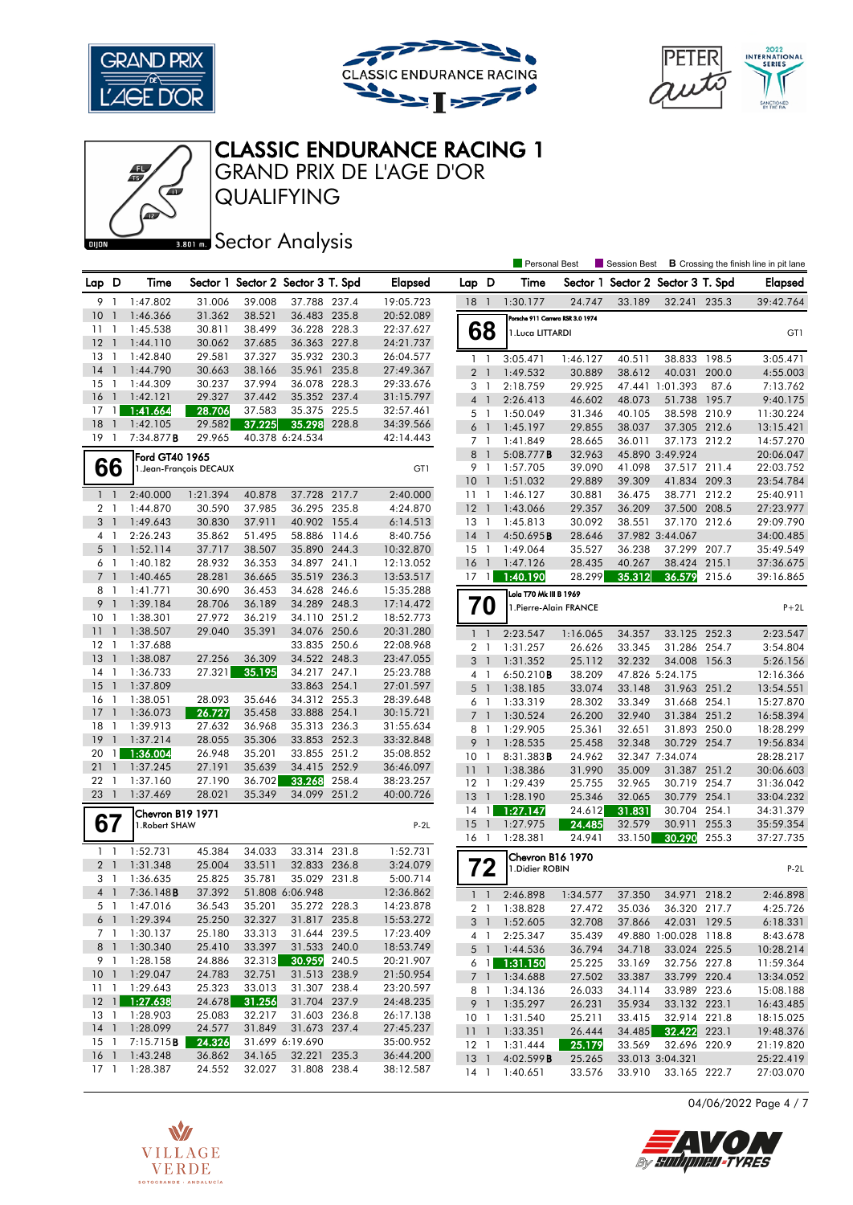# CLASSIC ENDURANCE RACING 1

## GRAND PRIX DE L'AGE D'OR

## QUALIFYING

DIJON 3.801 m.

### Sector Analysis

Personal Best | Session Best | **B** Crossing the finish line in pit lane

| Lap | D | Time | Sector 1 | Sector 2 | Sector 3 | T. Spd | Elapsed |
|---|---|---|---|---|---|---|---|
| 9 | 1 | 1:47.802 | 31.006 | 39.008 | 37.788 | 237.4 | 19:05.723 |
| 10 | 1 | 1:46.366 | 31.362 | 38.521 | 36.483 | 235.8 | 20:52.089 |
| 11 | 1 | 1:45.538 | 30.811 | 38.499 | 36.228 | 228.3 | 22:37.627 |
| 12 | 1 | 1:44.110 | 30.062 | 37.685 | 36.363 | 227.8 | 24:21.737 |
| 13 | 1 | 1:42.840 | 29.581 | 37.327 | 35.932 | 230.3 | 26:04.577 |
| 14 | 1 | 1:44.790 | 30.663 | 38.166 | 35.961 | 235.8 | 27:49.367 |
| 15 | 1 | 1:44.309 | 30.237 | 37.994 | 36.078 | 228.3 | 29:33.676 |
| 16 | 1 | 1:42.121 | 29.327 | 37.442 | 35.352 | 237.4 | 31:15.797 |
| 17 | 1 | 1:41.664 | 28.706 | 37.583 | 35.375 | 225.5 | 32:57.461 |
| 18 | 1 | 1:42.105 | 29.582 | 37.225 | 35.298 | 228.8 | 34:39.566 |
| 19 | 1 | 7:34.877**B** | 29.965 | 40.378 | 6:24.534 | | 42:14.443 |

**66** Ford GT40 1965 — 1.Jean-François DECAUX — GT1

| Lap | D | Time | Sector 1 | Sector 2 | Sector 3 | T. Spd | Elapsed |
|---|---|---|---|---|---|---|---|
| 1 | 1 | 2:40.000 | 1:21.394 | 40.878 | 37.728 | 217.7 | 2:40.000 |
| 2 | 1 | 1:44.870 | 30.590 | 37.985 | 36.295 | 235.8 | 4:24.870 |
| 3 | 1 | 1:49.643 | 30.830 | 37.911 | 40.902 | 155.4 | 6:14.513 |
| 4 | 1 | 2:26.243 | 35.862 | 51.495 | 58.886 | 114.6 | 8:40.756 |
| 5 | 1 | 1:52.114 | 37.717 | 38.507 | 35.890 | 244.3 | 10:32.870 |
| 6 | 1 | 1:40.182 | 28.932 | 36.353 | 34.897 | 241.1 | 12:13.052 |
| 7 | 1 | 1:40.465 | 28.281 | 36.665 | 35.519 | 236.3 | 13:53.517 |
| 8 | 1 | 1:41.771 | 30.690 | 36.453 | 34.628 | 246.6 | 15:35.288 |
| 9 | 1 | 1:39.184 | 28.706 | 36.189 | 34.289 | 248.3 | 17:14.472 |
| 10 | 1 | 1:38.301 | 27.972 | 36.219 | 34.110 | 251.2 | 18:52.773 |
| 11 | 1 | 1:38.507 | 29.040 | 35.391 | 34.076 | 250.6 | 20:31.280 |
| 12 | 1 | 1:37.688 | | | 33.835 | 250.6 | 22:08.968 |
| 13 | 1 | 1:38.087 | 27.256 | 36.309 | 34.522 | 248.3 | 23:47.055 |
| 14 | 1 | 1:36.733 | 27.321 | 35.195 | 34.217 | 247.1 | 25:23.788 |
| 15 | 1 | 1:37.809 | | | 33.863 | 254.1 | 27:01.597 |
| 16 | 1 | 1:38.051 | 28.093 | 35.646 | 34.312 | 255.3 | 28:39.648 |
| 17 | 1 | 1:36.073 | 26.727 | 35.458 | 33.888 | 254.1 | 30:15.721 |
| 18 | 1 | 1:39.913 | 27.632 | 36.968 | 35.313 | 236.3 | 31:55.634 |
| 19 | 1 | 1:37.214 | 28.055 | 35.306 | 33.853 | 252.3 | 33:32.848 |
| 20 | 1 | 1:36.004 | 26.948 | 35.201 | 33.855 | 251.2 | 35:08.852 |
| 21 | 1 | 1:37.245 | 27.191 | 35.639 | 34.415 | 252.9 | 36:46.097 |
| 22 | 1 | 1:37.160 | 27.190 | 36.702 | 33.268 | 258.4 | 38:23.257 |
| 23 | 1 | 1:37.469 | 28.021 | 35.349 | 34.099 | 251.2 | 40:00.726 |

**67** Chevron B19 1971 — 1.Robert SHAW — P-2L

| Lap | D | Time | Sector 1 | Sector 2 | Sector 3 | T. Spd | Elapsed |
|---|---|---|---|---|---|---|---|
| 1 | 1 | 1:52.731 | 45.384 | 34.033 | 33.314 | 231.8 | 1:52.731 |
| 2 | 1 | 1:31.348 | 25.004 | 33.511 | 32.833 | 236.8 | 3:24.079 |
| 3 | 1 | 1:36.635 | 25.825 | 35.781 | 35.029 | 231.8 | 5:00.714 |
| 4 | 1 | 7:36.148**B** | 37.392 | 51.808 | 6:06.948 | | 12:36.862 |
| 5 | 1 | 1:47.016 | 36.543 | 35.201 | 35.272 | 228.3 | 14:23.878 |
| 6 | 1 | 1:29.394 | 25.250 | 32.327 | 31.817 | 235.8 | 15:53.272 |
| 7 | 1 | 1:30.137 | 25.180 | 33.313 | 31.644 | 239.5 | 17:23.409 |
| 8 | 1 | 1:30.340 | 25.410 | 33.397 | 31.533 | 240.0 | 18:53.749 |
| 9 | 1 | 1:28.158 | 24.886 | 32.313 | 30.959 | 240.5 | 20:21.907 |
| 10 | 1 | 1:29.047 | 24.783 | 32.751 | 31.513 | 238.9 | 21:50.954 |
| 11 | 1 | 1:29.643 | 25.323 | 33.013 | 31.307 | 238.4 | 23:20.597 |
| 12 | 1 | 1:27.638 | 24.678 | 31.256 | 31.704 | 237.9 | 24:48.235 |
| 13 | 1 | 1:28.903 | 25.083 | 32.217 | 31.603 | 236.8 | 26:17.138 |
| 14 | 1 | 1:28.099 | 24.577 | 31.849 | 31.673 | 237.4 | 27:45.237 |
| 15 | 1 | 7:15.715**B** | 24.326 | 31.699 | 6:19.690 | | 35:00.952 |
| 16 | 1 | 1:43.248 | 36.862 | 34.165 | 32.221 | 235.3 | 36:44.200 |
| 17 | 1 | 1:28.387 | 24.552 | 32.027 | 31.808 | 238.4 | 38:12.587 |

| Lap | D | Time | Sector 1 | Sector 2 | Sector 3 | T. Spd | Elapsed |
|---|---|---|---|---|---|---|---|
| 18 | 1 | 1:30.177 | 24.747 | 33.189 | 32.241 | 235.3 | 39:42.764 |

**68** Porsche 911 Carrera RSR 3.0 1974 — 1.Luca LITTARDI — GT1

| Lap | D | Time | Sector 1 | Sector 2 | Sector 3 | T. Spd | Elapsed |
|---|---|---|---|---|---|---|---|
| 1 | 1 | 3:05.471 | 1:46.127 | 40.511 | 38.833 | 198.5 | 3:05.471 |
| 2 | 1 | 1:49.532 | 30.889 | 38.612 | 40.031 | 200.0 | 4:55.003 |
| 3 | 1 | 2:18.759 | 29.925 | 47.441 | 1:01.393 | 87.6 | 7:13.762 |
| 4 | 1 | 2:26.413 | 46.602 | 48.073 | 51.738 | 195.7 | 9:40.175 |
| 5 | 1 | 1:50.049 | 31.346 | 40.105 | 38.598 | 210.9 | 11:30.224 |
| 6 | 1 | 1:45.197 | 29.855 | 38.037 | 37.305 | 212.6 | 13:15.421 |
| 7 | 1 | 1:41.849 | 28.665 | 36.011 | 37.173 | 212.2 | 14:57.270 |
| 8 | 1 | 5:08.777**B** | 32.963 | 45.890 | 3:49.924 | | 20:06.047 |
| 9 | 1 | 1:57.705 | 39.090 | 41.098 | 37.517 | 211.4 | 22:03.752 |
| 10 | 1 | 1:51.032 | 29.889 | 39.309 | 41.834 | 209.3 | 23:54.784 |
| 11 | 1 | 1:46.127 | 30.881 | 36.475 | 38.771 | 212.2 | 25:40.911 |
| 12 | 1 | 1:43.066 | 29.357 | 36.209 | 37.500 | 208.5 | 27:23.977 |
| 13 | 1 | 1:45.813 | 30.092 | 38.551 | 37.170 | 212.6 | 29:09.790 |
| 14 | 1 | 4:50.695**B** | 28.646 | 37.982 | 3:44.067 | | 34:00.485 |
| 15 | 1 | 1:49.064 | 35.527 | 36.238 | 37.299 | 207.7 | 35:49.549 |
| 16 | 1 | 1:47.126 | 28.435 | 40.267 | 38.424 | 215.1 | 37:36.675 |
| 17 | 1 | 1:40.190 | 28.299 | 35.312 | 36.579 | 215.6 | 39:16.865 |

**70** Lola T70 Mk III B 1969 — 1.Pierre-Alain FRANCE — P+2L

| Lap | D | Time | Sector 1 | Sector 2 | Sector 3 | T. Spd | Elapsed |
|---|---|---|---|---|---|---|---|
| 1 | 1 | 2:23.547 | 1:16.065 | 34.357 | 33.125 | 252.3 | 2:23.547 |
| 2 | 1 | 1:31.257 | 26.626 | 33.345 | 31.286 | 254.7 | 3:54.804 |
| 3 | 1 | 1:31.352 | 25.112 | 32.232 | 34.008 | 156.3 | 5:26.156 |
| 4 | 1 | 6:50.210**B** | 38.209 | 47.826 | 5:24.175 | | 12:16.366 |
| 5 | 1 | 1:38.185 | 33.074 | 33.148 | 31.963 | 251.2 | 13:54.551 |
| 6 | 1 | 1:33.319 | 28.302 | 33.349 | 31.668 | 254.1 | 15:27.870 |
| 7 | 1 | 1:30.524 | 26.200 | 32.940 | 31.384 | 251.2 | 16:58.394 |
| 8 | 1 | 1:29.905 | 25.361 | 32.651 | 31.893 | 250.0 | 18:28.299 |
| 9 | 1 | 1:28.535 | 25.458 | 32.348 | 30.729 | 254.7 | 19:56.834 |
| 10 | 1 | 8:31.383**B** | 24.962 | 32.347 | 7:34.074 | | 28:28.217 |
| 11 | 1 | 1:38.386 | 31.990 | 35.009 | 31.387 | 251.2 | 30:06.603 |
| 12 | 1 | 1:29.439 | 25.755 | 32.965 | 30.719 | 254.7 | 31:36.042 |
| 13 | 1 | 1:28.190 | 25.346 | 32.065 | 30.779 | 254.1 | 33:04.232 |
| 14 | 1 | 1:27.147 | 24.612 | 31.831 | 30.704 | 254.1 | 34:31.379 |
| 15 | 1 | 1:27.975 | 24.485 | 32.579 | 30.911 | 255.3 | 35:59.354 |
| 16 | 1 | 1:28.381 | 24.941 | 33.150 | 30.290 | 255.3 | 37:27.735 |

**72** Chevron B16 1970 — 1.Didier ROBIN — P-2L

| Lap | D | Time | Sector 1 | Sector 2 | Sector 3 | T. Spd | Elapsed |
|---|---|---|---|---|---|---|---|
| 1 | 1 | 2:46.898 | 1:34.577 | 37.350 | 34.971 | 218.2 | 2:46.898 |
| 2 | 1 | 1:38.828 | 27.472 | 35.036 | 36.320 | 217.7 | 4:25.726 |
| 3 | 1 | 1:52.605 | 32.708 | 37.866 | 42.031 | 129.5 | 6:18.331 |
| 4 | 1 | 2:25.347 | 35.439 | 49.880 | 1:00.028 | 118.8 | 8:43.678 |
| 5 | 1 | 1:44.536 | 36.794 | 34.718 | 33.024 | 225.5 | 10:28.214 |
| 6 | 1 | 1:31.150 | 25.225 | 33.169 | 32.756 | 227.8 | 11:59.364 |
| 7 | 1 | 1:34.688 | 27.502 | 33.387 | 33.799 | 220.4 | 13:34.052 |
| 8 | 1 | 1:34.136 | 26.033 | 34.114 | 33.989 | 223.6 | 15:08.188 |
| 9 | 1 | 1:35.297 | 26.231 | 35.934 | 33.132 | 223.1 | 16:43.485 |
| 10 | 1 | 1:31.540 | 25.211 | 33.415 | 32.914 | 221.8 | 18:15.025 |
| 11 | 1 | 1:33.351 | 26.444 | 34.485 | 32.422 | 223.1 | 19:48.376 |
| 12 | 1 | 1:31.444 | 25.179 | 33.569 | 32.696 | 220.9 | 21:19.820 |
| 13 | 1 | 4:02.599**B** | 25.265 | 33.013 | 3:04.321 | | 25:22.419 |
| 14 | 1 | 1:40.651 | 33.576 | 33.910 | 33.165 | 222.7 | 27:03.070 |

04/06/2022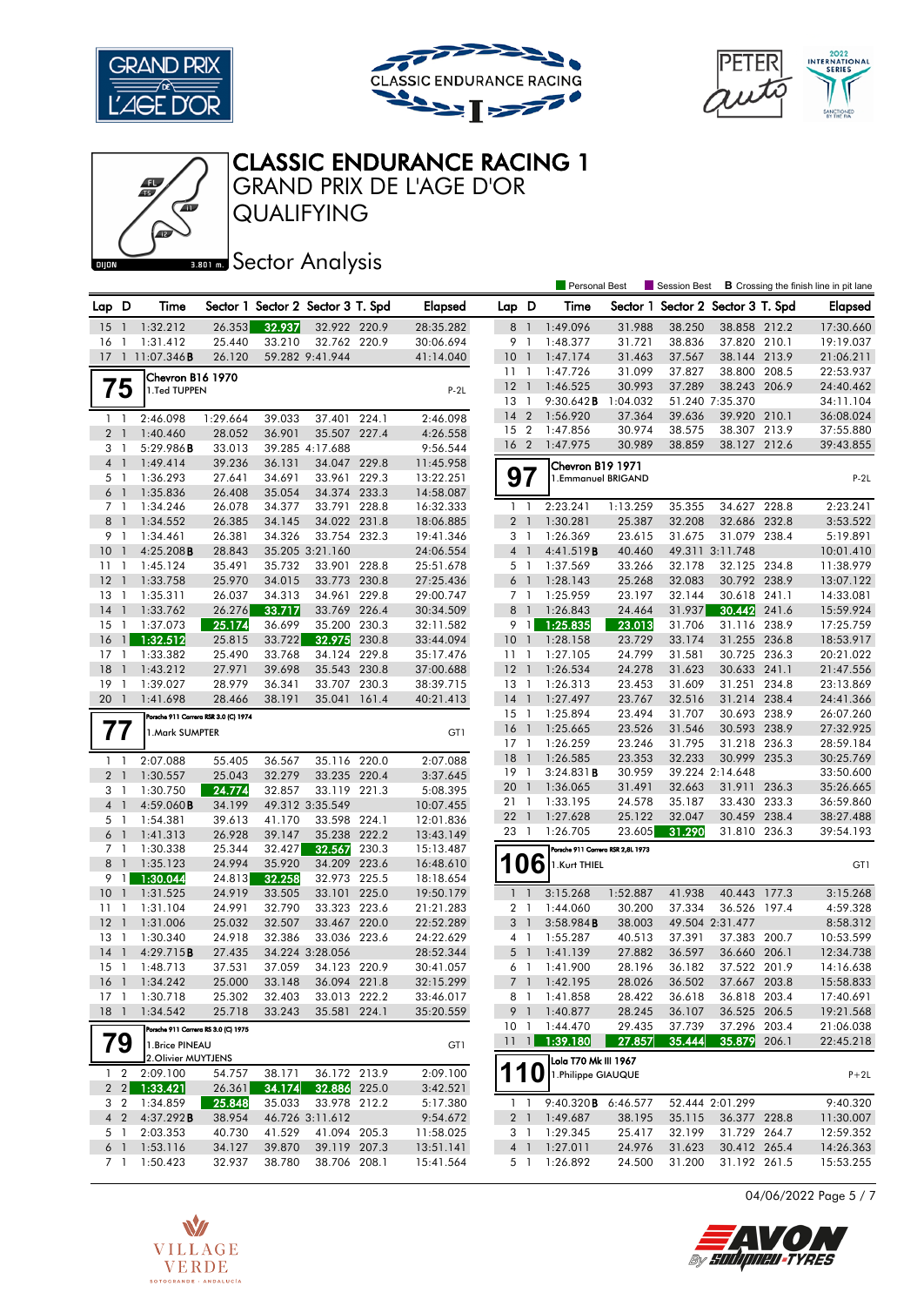# CLASSIC ENDURANCE RACING 1

## GRAND PRIX DE L'AGE D'OR

## QUALIFYING

## Sector Analysis

Personal Best | Session Best | **B** Crossing the finish line in pit lane

| Lap | D | Time | Sector 1 | Sector 2 | Sector 3 | T. Spd | Elapsed |
|---|---|---|---|---|---|---|---|
| 15 | 1 | 1:32.212 | 26.353 | 32.937 | 32.922 | 220.9 | 28:35.282 |
| 16 | 1 | 1:31.412 | 25.440 | 33.210 | 32.762 | 220.9 | 30:06.694 |
| 17 | 1 | 11:07.346**B** | 26.120 | 59.282 | 9:41.944 | | 41:14.040 |

### 75 — Chevron B16 1970 — 1.Ted TUPPEN — P-2L

| Lap | D | Time | Sector 1 | Sector 2 | Sector 3 | T. Spd | Elapsed |
|---|---|---|---|---|---|---|---|
| 1 | 1 | 2:46.098 | 1:29.664 | 39.033 | 37.401 | 224.1 | 2:46.098 |
| 2 | 1 | 1:40.460 | 28.052 | 36.901 | 35.507 | 227.4 | 4:26.558 |
| 3 | 1 | 5:29.986**B** | 33.013 | 39.285 | 4:17.688 | | 9:56.544 |
| 4 | 1 | 1:49.414 | 39.236 | 36.131 | 34.047 | 229.8 | 11:45.958 |
| 5 | 1 | 1:36.293 | 27.641 | 34.691 | 33.961 | 229.3 | 13:22.251 |
| 6 | 1 | 1:35.836 | 26.408 | 35.054 | 34.374 | 233.3 | 14:58.087 |
| 7 | 1 | 1:34.246 | 26.078 | 34.377 | 33.791 | 228.8 | 16:32.333 |
| 8 | 1 | 1:34.552 | 26.385 | 34.145 | 34.022 | 231.8 | 18:06.885 |
| 9 | 1 | 1:34.461 | 26.381 | 34.326 | 33.754 | 232.3 | 19:41.346 |
| 10 | 1 | 4:25.208**B** | 28.843 | 35.205 | 3:21.160 | | 24:06.554 |
| 11 | 1 | 1:45.124 | 35.491 | 35.732 | 33.901 | 228.8 | 25:51.678 |
| 12 | 1 | 1:33.758 | 25.970 | 34.015 | 33.773 | 230.8 | 27:25.436 |
| 13 | 1 | 1:35.311 | 26.037 | 34.313 | 34.961 | 229.8 | 29:00.747 |
| 14 | 1 | 1:33.762 | 26.276 | 33.717 | 33.769 | 226.4 | 30:34.509 |
| 15 | 1 | 1:37.073 | 25.174 | 36.699 | 35.200 | 230.3 | 32:11.582 |
| 16 | 1 | 1:32.512 | 25.815 | 33.722 | 32.975 | 230.8 | 33:44.094 |
| 17 | 1 | 1:33.382 | 25.490 | 33.768 | 34.124 | 229.8 | 35:17.476 |
| 18 | 1 | 1:43.212 | 27.971 | 39.698 | 35.543 | 230.8 | 37:00.688 |
| 19 | 1 | 1:39.027 | 28.979 | 36.341 | 33.707 | 230.3 | 38:39.715 |
| 20 | 1 | 1:41.698 | 28.466 | 38.191 | 35.041 | 161.4 | 40:21.413 |

### 77 — Porsche 911 Carrera RSR 3.0 (C) 1974 — 1.Mark SUMPTER — GT1

| Lap | D | Time | Sector 1 | Sector 2 | Sector 3 | T. Spd | Elapsed |
|---|---|---|---|---|---|---|---|
| 1 | 1 | 2:07.088 | 55.405 | 36.567 | 35.116 | 220.0 | 2:07.088 |
| 2 | 1 | 1:30.557 | 25.043 | 32.279 | 33.235 | 220.4 | 3:37.645 |
| 3 | 1 | 1:30.750 | 24.774 | 32.857 | 33.119 | 221.3 | 5:08.395 |
| 4 | 1 | 4:59.060**B** | 34.199 | 49.312 | 3:35.549 | | 10:07.455 |
| 5 | 1 | 1:54.381 | 39.613 | 41.170 | 33.598 | 224.1 | 12:01.836 |
| 6 | 1 | 1:41.313 | 26.928 | 39.147 | 35.238 | 222.2 | 13:43.149 |
| 7 | 1 | 1:30.338 | 25.344 | 32.427 | 32.567 | 230.3 | 15:13.487 |
| 8 | 1 | 1:35.123 | 24.994 | 35.920 | 34.209 | 223.6 | 16:48.610 |
| 9 | 1 | 1:30.044 | 24.813 | 32.258 | 32.973 | 225.5 | 18:18.654 |
| 10 | 1 | 1:31.525 | 24.919 | 33.505 | 33.101 | 225.0 | 19:50.179 |
| 11 | 1 | 1:31.104 | 24.991 | 32.790 | 33.323 | 223.6 | 21:21.283 |
| 12 | 1 | 1:31.006 | 25.032 | 32.507 | 33.467 | 220.0 | 22:52.289 |
| 13 | 1 | 1:30.340 | 24.918 | 32.386 | 33.036 | 223.6 | 24:22.629 |
| 14 | 1 | 4:29.715**B** | 27.435 | 34.224 | 3:28.056 | | 28:52.344 |
| 15 | 1 | 1:48.713 | 37.531 | 37.059 | 34.123 | 220.9 | 30:41.057 |
| 16 | 1 | 1:34.242 | 25.000 | 33.148 | 36.094 | 221.8 | 32:15.299 |
| 17 | 1 | 1:30.718 | 25.302 | 32.403 | 33.013 | 222.2 | 33:46.017 |
| 18 | 1 | 1:34.542 | 25.718 | 33.243 | 35.581 | 224.1 | 35:20.559 |

### 79 — Porsche 911 Carrera RS 3.0 (C) 1975 — 1.Brice PINEAU, 2.Olivier MUYTJENS — GT1

| Lap | D | Time | Sector 1 | Sector 2 | Sector 3 | T. Spd | Elapsed |
|---|---|---|---|---|---|---|---|
| 1 | 2 | 2:09.100 | 54.757 | 38.171 | 36.172 | 213.9 | 2:09.100 |
| 2 | 2 | 1:33.421 | 26.361 | 34.174 | 32.886 | 225.0 | 3:42.521 |
| 3 | 2 | 1:34.859 | 25.848 | 35.033 | 33.978 | 212.2 | 5:17.380 |
| 4 | 2 | 4:37.292**B** | 38.954 | 46.726 | 3:11.612 | | 9:54.672 |
| 5 | 1 | 2:03.353 | 40.730 | 41.529 | 41.094 | 205.3 | 11:58.025 |
| 6 | 1 | 1:53.116 | 34.127 | 39.870 | 39.119 | 207.3 | 13:51.141 |
| 7 | 1 | 1:50.423 | 32.937 | 38.780 | 38.706 | 208.1 | 15:41.564 |
| 8 | 1 | 1:49.096 | 31.988 | 38.250 | 38.858 | 212.2 | 17:30.660 |
| 9 | 1 | 1:48.377 | 31.721 | 38.836 | 37.820 | 210.1 | 19:19.037 |
| 10 | 1 | 1:47.174 | 31.463 | 37.567 | 38.144 | 213.9 | 21:06.211 |
| 11 | 1 | 1:47.726 | 31.099 | 37.827 | 38.800 | 208.5 | 22:53.937 |
| 12 | 1 | 1:46.525 | 30.993 | 37.289 | 38.243 | 206.9 | 24:40.462 |
| 13 | 1 | 9:30.642**B** | 1:04.032 | 51.240 | 7:35.370 | | 34:11.104 |
| 14 | 2 | 1:56.920 | 37.364 | 39.636 | 39.920 | 210.1 | 36:08.024 |
| 15 | 2 | 1:47.856 | 30.974 | 38.575 | 38.307 | 213.9 | 37:55.880 |
| 16 | 2 | 1:47.975 | 30.989 | 38.859 | 38.127 | 212.6 | 39:43.855 |

### 97 — Chevron B19 1971 — 1.Emmanuel BRIGAND — P-2L

| Lap | D | Time | Sector 1 | Sector 2 | Sector 3 | T. Spd | Elapsed |
|---|---|---|---|---|---|---|---|
| 1 | 1 | 2:23.241 | 1:13.259 | 35.355 | 34.627 | 228.8 | 2:23.241 |
| 2 | 1 | 1:30.281 | 25.387 | 32.208 | 32.686 | 232.8 | 3:53.522 |
| 3 | 1 | 1:26.369 | 23.615 | 31.675 | 31.079 | 238.4 | 5:19.891 |
| 4 | 1 | 4:41.519**B** | 40.460 | 49.311 | 3:11.748 | | 10:01.410 |
| 5 | 1 | 1:37.569 | 33.266 | 32.178 | 32.125 | 234.8 | 11:38.979 |
| 6 | 1 | 1:28.143 | 25.268 | 32.083 | 30.792 | 238.9 | 13:07.122 |
| 7 | 1 | 1:25.959 | 23.197 | 32.144 | 30.618 | 241.1 | 14:33.081 |
| 8 | 1 | 1:26.843 | 24.464 | 31.937 | 30.442 | 241.6 | 15:59.924 |
| 9 | 1 | 1:25.835 | 23.013 | 31.706 | 31.116 | 238.9 | 17:25.759 |
| 10 | 1 | 1:28.158 | 23.729 | 33.174 | 31.255 | 236.8 | 18:53.917 |
| 11 | 1 | 1:27.105 | 24.799 | 31.581 | 30.725 | 236.3 | 20:21.022 |
| 12 | 1 | 1:26.534 | 24.278 | 31.623 | 30.633 | 241.1 | 21:47.556 |
| 13 | 1 | 1:26.313 | 23.453 | 31.609 | 31.251 | 234.8 | 23:13.869 |
| 14 | 1 | 1:27.497 | 23.767 | 32.516 | 31.214 | 238.4 | 24:41.366 |
| 15 | 1 | 1:25.894 | 23.494 | 31.707 | 30.693 | 238.9 | 26:07.260 |
| 16 | 1 | 1:25.665 | 23.526 | 31.546 | 30.593 | 238.9 | 27:32.925 |
| 17 | 1 | 1:26.259 | 23.246 | 31.795 | 31.218 | 236.3 | 28:59.184 |
| 18 | 1 | 1:26.585 | 23.353 | 32.233 | 30.999 | 235.3 | 30:25.769 |
| 19 | 1 | 3:24.831**B** | 30.959 | 39.224 | 2:14.648 | | 33:50.600 |
| 20 | 1 | 1:36.065 | 31.491 | 32.663 | 31.911 | 236.3 | 35:26.665 |
| 21 | 1 | 1:33.195 | 24.578 | 35.187 | 33.430 | 233.3 | 36:59.860 |
| 22 | 1 | 1:27.628 | 25.122 | 32.047 | 30.459 | 238.4 | 38:27.488 |
| 23 | 1 | 1:26.705 | 23.605 | 31.290 | 31.810 | 236.3 | 39:54.193 |

### 106 — Porsche 911 Carrera RSR 2,8L 1973 — 1.Kurt THIEL — GT1

| Lap | D | Time | Sector 1 | Sector 2 | Sector 3 | T. Spd | Elapsed |
|---|---|---|---|---|---|---|---|
| 1 | 1 | 3:15.268 | 1:52.887 | 41.938 | 40.443 | 177.3 | 3:15.268 |
| 2 | 1 | 1:44.060 | 30.200 | 37.334 | 36.526 | 197.4 | 4:59.328 |
| 3 | 1 | 3:58.984**B** | 38.003 | 49.504 | 2:31.477 | | 8:58.312 |
| 4 | 1 | 1:55.287 | 40.513 | 37.391 | 37.383 | 200.7 | 10:53.599 |
| 5 | 1 | 1:41.139 | 27.882 | 36.597 | 36.660 | 206.1 | 12:34.738 |
| 6 | 1 | 1:41.900 | 28.196 | 36.182 | 37.522 | 201.9 | 14:16.638 |
| 7 | 1 | 1:42.195 | 28.026 | 36.502 | 37.667 | 203.8 | 15:58.833 |
| 8 | 1 | 1:41.858 | 28.422 | 36.618 | 36.818 | 203.4 | 17:40.691 |
| 9 | 1 | 1:40.877 | 28.245 | 36.107 | 36.525 | 206.5 | 19:21.568 |
| 10 | 1 | 1:44.470 | 29.435 | 37.739 | 37.296 | 203.4 | 21:06.038 |
| 11 | 1 | 1:39.180 | 27.857 | 35.444 | 35.879 | 206.1 | 22:45.218 |

### 110 — Lola T70 Mk III 1967 — 1.Philippe GIAUQUE — P+2L

| Lap | D | Time | Sector 1 | Sector 2 | Sector 3 | T. Spd | Elapsed |
|---|---|---|---|---|---|---|---|
| 1 | 1 | 9:40.320**B** | 6:46.577 | 52.444 | 2:01.299 | | 9:40.320 |
| 2 | 1 | 1:49.687 | 38.195 | 35.115 | 36.377 | 228.8 | 11:30.007 |
| 3 | 1 | 1:29.345 | 25.417 | 32.199 | 31.729 | 264.7 | 12:59.352 |
| 4 | 1 | 1:27.011 | 24.976 | 31.623 | 30.412 | 265.4 | 14:26.363 |
| 5 | 1 | 1:26.892 | 24.500 | 31.200 | 31.192 | 261.5 | 15:53.255 |

04/06/2022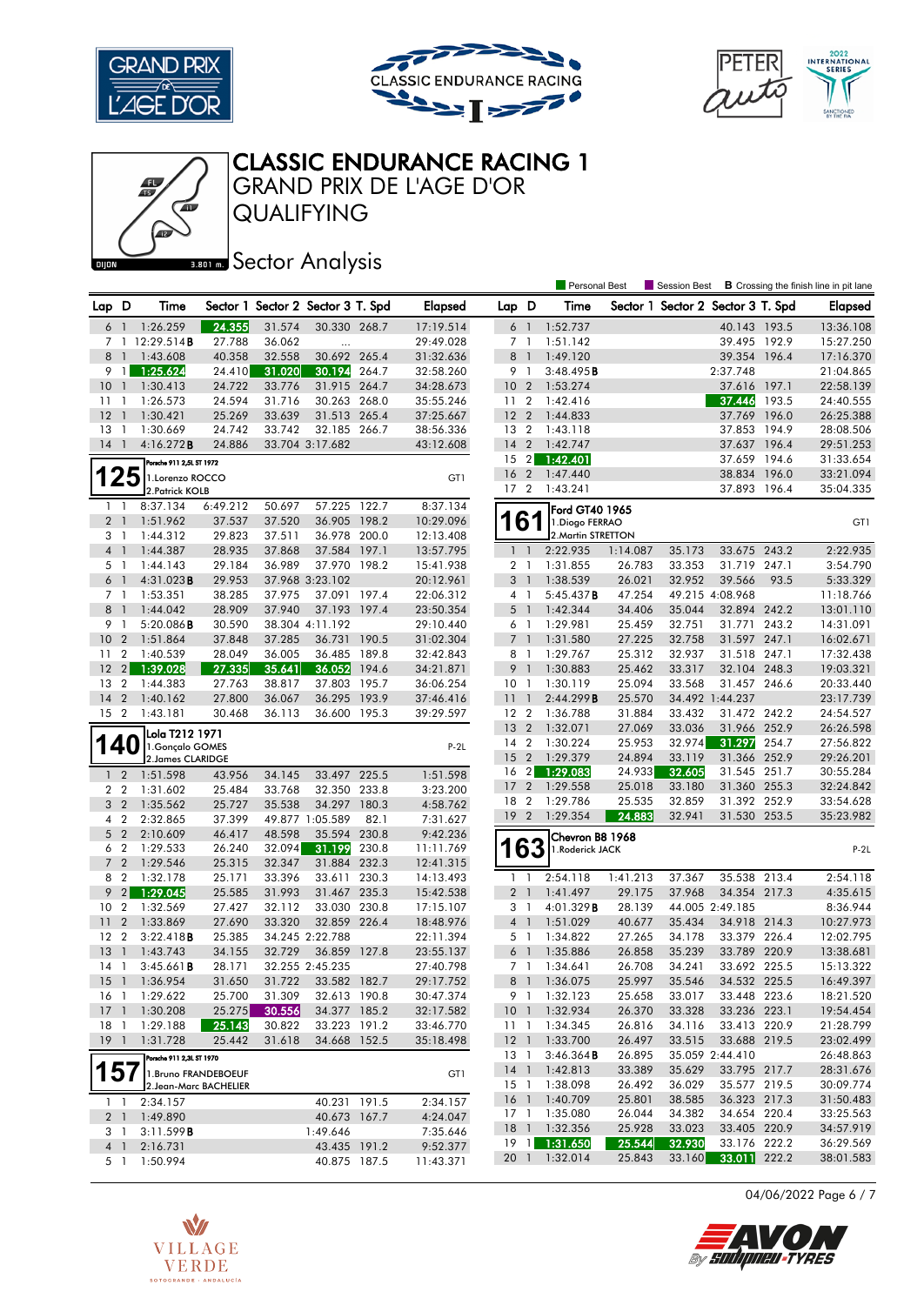# CLASSIC ENDURANCE RACING 1

## GRAND PRIX DE L'AGE D'OR

## QUALIFYING

## Sector Analysis

DIJON 3.801 m.

Personal Best | Session Best | B Crossing the finish line in pit lane

| Lap | D | Time | Sector 1 | Sector 2 | Sector 3 | T. Spd | Elapsed |
|---|---|---|---|---|---|---|---|
| 6 | 1 | 1:26.259 | 24.355 | 31.574 | 30.330 | 268.7 | 17:19.514 |
| 7 | 1 | 12:29.514B | 27.788 | 36.062 | ... | | 29:49.028 |
| 8 | 1 | 1:43.608 | 40.358 | 32.558 | 30.692 | 265.4 | 31:32.636 |
| 9 | 1 | 1:25.624 | 24.410 | 31.020 | 30.194 | 264.7 | 32:58.260 |
| 10 | 1 | 1:30.413 | 24.722 | 33.776 | 31.915 | 264.7 | 34:28.673 |
| 11 | 1 | 1:26.573 | 24.594 | 31.716 | 30.263 | 268.0 | 35:55.246 |
| 12 | 1 | 1:30.421 | 25.269 | 33.639 | 31.513 | 265.4 | 37:25.667 |
| 13 | 1 | 1:30.669 | 24.742 | 33.742 | 32.185 | 266.7 | 38:56.336 |
| 14 | 1 | 4:16.272B | 24.886 | 33.704 | 3:17.682 | | 43:12.608 |

**125** Porsche 911 2,5L ST 1972 — GT1
1. Lorenzo ROCCO
2. Patrick KOLB

| Lap | D | Time | Sector 1 | Sector 2 | Sector 3 | T. Spd | Elapsed |
|---|---|---|---|---|---|---|---|
| 1 | 1 | 8:37.134 | 6:49.212 | 50.697 | 57.225 | 122.7 | 8:37.134 |
| 2 | 1 | 1:51.962 | 37.537 | 37.520 | 36.905 | 198.2 | 10:29.096 |
| 3 | 1 | 1:44.312 | 29.823 | 37.511 | 36.978 | 200.0 | 12:13.408 |
| 4 | 1 | 1:44.387 | 28.935 | 37.868 | 37.584 | 197.1 | 13:57.795 |
| 5 | 1 | 1:44.143 | 29.184 | 36.989 | 37.970 | 198.2 | 15:41.938 |
| 6 | 1 | 4:31.023B | 29.953 | 37.968 | 3:23.102 | | 20:12.961 |
| 7 | 1 | 1:53.351 | 38.285 | 37.975 | 37.091 | 197.4 | 22:06.312 |
| 8 | 1 | 1:44.042 | 28.909 | 37.940 | 37.193 | 197.4 | 23:50.354 |
| 9 | 1 | 5:20.086B | 30.590 | 38.304 | 4:11.192 | | 29:10.440 |
| 10 | 2 | 1:51.864 | 37.848 | 37.285 | 36.731 | 190.5 | 31:02.304 |
| 11 | 2 | 1:40.539 | 28.049 | 36.005 | 36.485 | 189.8 | 32:42.843 |
| 12 | 2 | 1:39.028 | 27.335 | 35.641 | 36.052 | 194.6 | 34:21.871 |
| 13 | 2 | 1:44.383 | 27.763 | 38.817 | 37.803 | 195.7 | 36:06.254 |
| 14 | 2 | 1:40.162 | 27.800 | 36.067 | 36.295 | 193.9 | 37:46.416 |
| 15 | 2 | 1:43.181 | 30.468 | 36.113 | 36.600 | 195.3 | 39:29.597 |

**140** Lola T212 1971 — P-2L
1. Gonçalo GOMES
2. James CLARIDGE

| Lap | D | Time | Sector 1 | Sector 2 | Sector 3 | T. Spd | Elapsed |
|---|---|---|---|---|---|---|---|
| 1 | 2 | 1:51.598 | 43.956 | 34.145 | 33.497 | 225.5 | 1:51.598 |
| 2 | 2 | 1:31.602 | 25.484 | 33.768 | 32.350 | 233.8 | 3:23.200 |
| 3 | 2 | 1:35.562 | 25.727 | 35.538 | 34.297 | 180.3 | 4:58.762 |
| 4 | 2 | 2:32.865 | 37.399 | 49.877 | 1:05.589 | 82.1 | 7:31.627 |
| 5 | 2 | 2:10.609 | 46.417 | 48.598 | 35.594 | 230.8 | 9:42.236 |
| 6 | 2 | 1:29.533 | 26.240 | 32.094 | 31.199 | 230.8 | 11:11.769 |
| 7 | 2 | 1:29.546 | 25.315 | 32.347 | 31.884 | 232.3 | 12:41.315 |
| 8 | 2 | 1:32.178 | 25.171 | 33.396 | 33.611 | 230.3 | 14:13.493 |
| 9 | 2 | 1:29.045 | 25.585 | 31.993 | 31.467 | 235.3 | 15:42.538 |
| 10 | 2 | 1:32.569 | 27.427 | 32.112 | 33.030 | 230.8 | 17:15.107 |
| 11 | 2 | 1:33.869 | 27.690 | 33.320 | 32.859 | 226.4 | 18:48.976 |
| 12 | 2 | 3:22.418B | 25.385 | 34.245 | 2:22.788 | | 22:11.394 |
| 13 | 1 | 1:43.743 | 34.155 | 32.729 | 36.859 | 127.8 | 23:55.137 |
| 14 | 1 | 3:45.661B | 28.171 | 32.255 | 2:45.235 | | 27:40.798 |
| 15 | 1 | 1:36.954 | 31.650 | 31.722 | 33.582 | 182.7 | 29:17.752 |
| 16 | 1 | 1:29.622 | 25.700 | 31.309 | 32.613 | 190.8 | 30:47.374 |
| 17 | 1 | 1:30.208 | 25.275 | 30.556 | 34.377 | 185.2 | 32:17.582 |
| 18 | 1 | 1:29.188 | 25.143 | 30.822 | 33.223 | 191.2 | 33:46.770 |
| 19 | 1 | 1:31.728 | 25.442 | 31.618 | 34.668 | 152.5 | 35:18.498 |

**157** Porsche 911 2,3L ST 1970 — GT1
1. Bruno FRANDEBOEUF
2. Jean-Marc BACHELIER

| Lap | D | Time | Sector 1 | Sector 2 | Sector 3 | T. Spd | Elapsed |
|---|---|---|---|---|---|---|---|
| 1 | 1 | 2:34.157 | | | 40.231 | 191.5 | 2:34.157 |
| 2 | 1 | 1:49.890 | | | 40.673 | 167.7 | 4:24.047 |
| 3 | 1 | 3:11.599B | | | 1:49.646 | | 7:35.646 |
| 4 | 1 | 2:16.731 | | | 43.435 | 191.2 | 9:52.377 |
| 5 | 1 | 1:50.994 | | | 40.875 | 187.5 | 11:43.371 |
| 6 | 1 | 1:52.737 | | | 40.143 | 193.5 | 13:36.108 |
| 7 | 1 | 1:51.142 | | | 39.495 | 192.9 | 15:27.250 |
| 8 | 1 | 1:49.120 | | | 39.354 | 196.4 | 17:16.370 |
| 9 | 1 | 3:48.495B | | | 2:37.748 | | 21:04.865 |
| 10 | 2 | 1:53.274 | | | 37.616 | 197.1 | 22:58.139 |
| 11 | 2 | 1:42.416 | | | 37.446 | 193.5 | 24:40.555 |
| 12 | 2 | 1:44.833 | | | 37.769 | 196.0 | 26:25.388 |
| 13 | 2 | 1:43.118 | | | 37.853 | 194.9 | 28:08.506 |
| 14 | 2 | 1:42.747 | | | 37.637 | 196.4 | 29:51.253 |
| 15 | 2 | 1:42.401 | | | 37.659 | 194.6 | 31:33.654 |
| 16 | 2 | 1:47.440 | | | 38.834 | 196.0 | 33:21.094 |
| 17 | 2 | 1:43.241 | | | 37.893 | 196.4 | 35:04.335 |

**161** Ford GT40 1965 — GT1
1. Diogo FERRAO
2. Martin STRETTON

| Lap | D | Time | Sector 1 | Sector 2 | Sector 3 | T. Spd | Elapsed |
|---|---|---|---|---|---|---|---|
| 1 | 1 | 2:22.935 | 1:14.087 | 35.173 | 33.675 | 243.2 | 2:22.935 |
| 2 | 1 | 1:31.855 | 26.783 | 33.353 | 31.719 | 247.1 | 3:54.790 |
| 3 | 1 | 1:38.539 | 26.021 | 32.952 | 39.566 | 93.5 | 5:33.329 |
| 4 | 1 | 5:45.437B | 47.254 | 49.215 | 4:08.968 | | 11:18.766 |
| 5 | 1 | 1:42.344 | 34.406 | 35.044 | 32.894 | 242.2 | 13:01.110 |
| 6 | 1 | 1:29.981 | 25.459 | 32.751 | 31.771 | 243.2 | 14:31.091 |
| 7 | 1 | 1:31.580 | 27.225 | 32.758 | 31.597 | 247.1 | 16:02.671 |
| 8 | 1 | 1:29.767 | 25.312 | 32.937 | 31.518 | 247.1 | 17:32.438 |
| 9 | 1 | 1:30.883 | 25.462 | 33.317 | 32.104 | 248.3 | 19:03.321 |
| 10 | 1 | 1:30.119 | 25.094 | 33.568 | 31.457 | 246.6 | 20:33.440 |
| 11 | 1 | 2:44.299B | 25.570 | 34.492 | 1:44.237 | | 23:17.739 |
| 12 | 2 | 1:36.788 | 31.884 | 33.432 | 31.472 | 242.2 | 24:54.527 |
| 13 | 2 | 1:32.071 | 27.069 | 33.036 | 31.966 | 252.9 | 26:26.598 |
| 14 | 2 | 1:30.224 | 25.953 | 32.974 | 31.297 | 254.7 | 27:56.822 |
| 15 | 2 | 1:29.379 | 24.894 | 33.119 | 31.366 | 252.9 | 29:26.201 |
| 16 | 2 | 1:29.083 | 24.933 | 32.605 | 31.545 | 251.7 | 30:55.284 |
| 17 | 2 | 1:29.558 | 25.018 | 33.180 | 31.360 | 255.3 | 32:24.842 |
| 18 | 2 | 1:29.786 | 25.535 | 32.859 | 31.392 | 252.9 | 33:54.628 |
| 19 | 2 | 1:29.354 | 24.883 | 32.941 | 31.530 | 253.5 | 35:23.982 |

**163** Chevron B8 1968 — P-2L
1. Roderick JACK

| Lap | D | Time | Sector 1 | Sector 2 | Sector 3 | T. Spd | Elapsed |
|---|---|---|---|---|---|---|---|
| 1 | 1 | 2:54.118 | 1:41.213 | 37.367 | 35.538 | 213.4 | 2:54.118 |
| 2 | 1 | 1:41.497 | 29.175 | 37.968 | 34.354 | 217.3 | 4:35.615 |
| 3 | 1 | 4:01.329B | 28.139 | 44.005 | 2:49.185 | | 8:36.944 |
| 4 | 1 | 1:51.029 | 40.677 | 35.434 | 34.918 | 214.3 | 10:27.973 |
| 5 | 1 | 1:34.822 | 27.265 | 34.178 | 33.379 | 226.4 | 12:02.795 |
| 6 | 1 | 1:35.886 | 26.858 | 35.239 | 33.789 | 220.9 | 13:38.681 |
| 7 | 1 | 1:34.641 | 26.708 | 34.241 | 33.692 | 225.5 | 15:13.322 |
| 8 | 1 | 1:36.075 | 25.997 | 35.546 | 34.532 | 225.5 | 16:49.397 |
| 9 | 1 | 1:32.123 | 25.658 | 33.017 | 33.448 | 223.6 | 18:21.520 |
| 10 | 1 | 1:32.934 | 26.370 | 33.328 | 33.236 | 223.1 | 19:54.454 |
| 11 | 1 | 1:34.345 | 26.816 | 34.116 | 33.413 | 220.9 | 21:28.799 |
| 12 | 1 | 1:33.700 | 26.497 | 33.515 | 33.688 | 219.5 | 23:02.499 |
| 13 | 1 | 3:46.364B | 26.895 | 35.059 | 2:44.410 | | 26:48.863 |
| 14 | 1 | 1:42.813 | 33.389 | 35.629 | 33.795 | 217.7 | 28:31.676 |
| 15 | 1 | 1:38.098 | 26.492 | 36.029 | 35.577 | 219.5 | 30:09.774 |
| 16 | 1 | 1:40.709 | 25.801 | 38.585 | 36.323 | 217.3 | 31:50.483 |
| 17 | 1 | 1:35.080 | 26.044 | 34.382 | 34.654 | 220.4 | 33:25.563 |
| 18 | 1 | 1:32.356 | 25.928 | 33.023 | 33.405 | 220.9 | 34:57.919 |
| 19 | 1 | 1:31.650 | 25.544 | 32.930 | 33.176 | 222.2 | 36:29.569 |
| 20 | 1 | 1:32.014 | 25.843 | 33.160 | 33.011 | 222.2 | 38:01.583 |

04/06/2022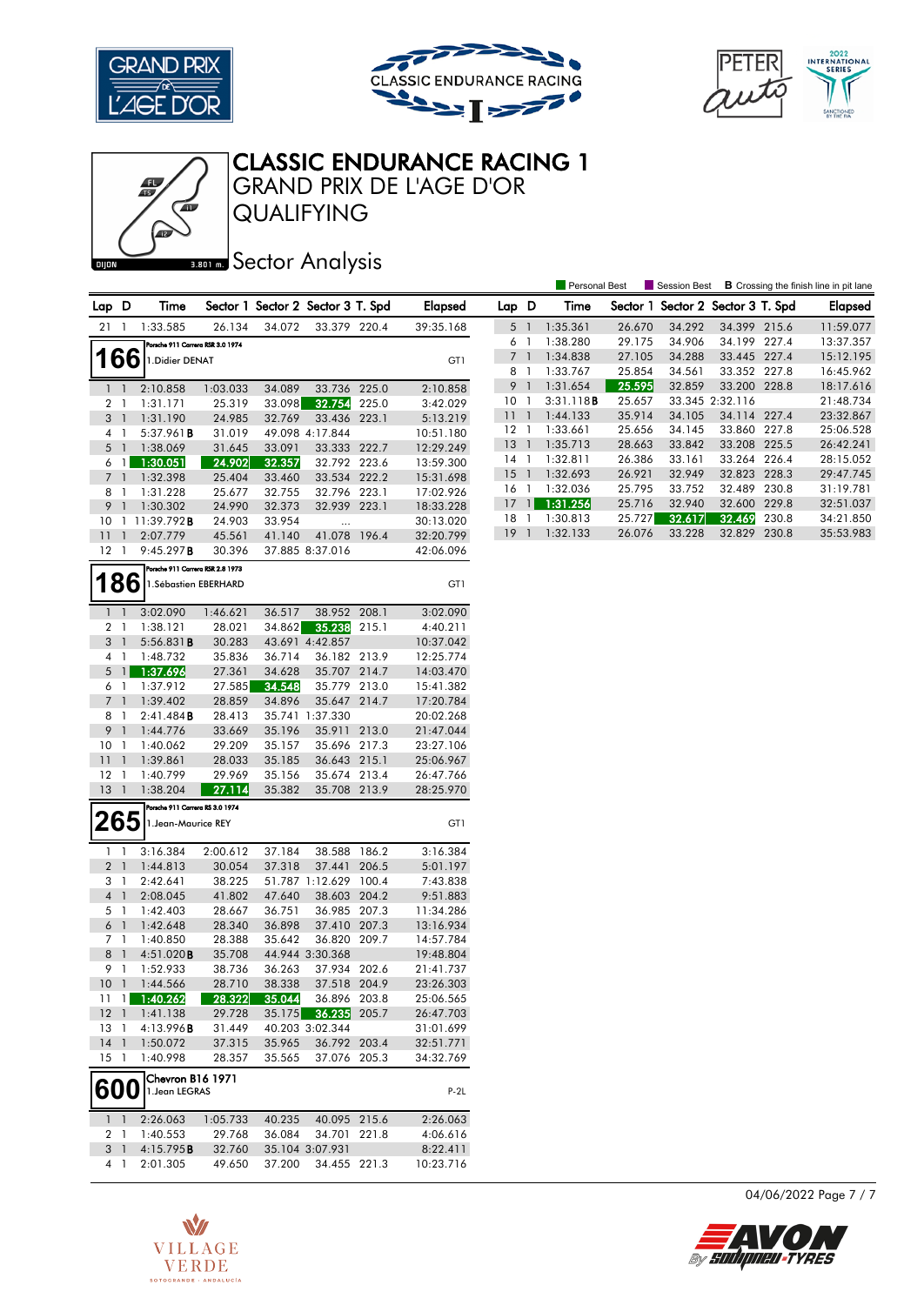# CLASSIC ENDURANCE RACING 1

## GRAND PRIX DE L'AGE D'OR

## QUALIFYING

### Sector Analysis

DIJON 3.801 m.

Personal Best | Session Best | **B** Crossing the finish line in pit lane

| Lap | D | Time | Sector 1 | Sector 2 | Sector 3 | T. Spd | Elapsed |
|---|---|---|---|---|---|---|---|
| 21 | 1 | 1:33.585 | 26.134 | 34.072 | 33.379 | 220.4 | 39:35.168 |

**166** — Porsche 911 Carrera RSR 3.0 1974 — 1.Didier DENAT — GT1

| Lap | D | Time | Sector 1 | Sector 2 | Sector 3 | T. Spd | Elapsed |
|---|---|---|---|---|---|---|---|
| 1 | 1 | 2:10.858 | 1:03.033 | 34.089 | 33.736 | 225.0 | 2:10.858 |
| 2 | 1 | 1:31.171 | 25.319 | 33.098 | 32.754 | 225.0 | 3:42.029 |
| 3 | 1 | 1:31.190 | 24.985 | 32.769 | 33.436 | 223.1 | 5:13.219 |
| 4 | 1 | 5:37.961**B** | 31.019 | 49.098 | 4:17.844 | | 10:51.180 |
| 5 | 1 | 1:38.069 | 31.645 | 33.091 | 33.333 | 222.7 | 12:29.249 |
| 6 | 1 | 1:30.051 | 24.902 | 32.357 | 32.792 | 223.6 | 13:59.300 |
| 7 | 1 | 1:32.398 | 25.404 | 33.460 | 33.534 | 222.2 | 15:31.698 |
| 8 | 1 | 1:31.228 | 25.677 | 32.755 | 32.796 | 223.1 | 17:02.926 |
| 9 | 1 | 1:30.302 | 24.990 | 32.373 | 32.939 | 223.1 | 18:33.228 |
| 10 | 1 | 11:39.792**B** | 24.903 | 33.954 | ... | | 30:13.020 |
| 11 | 1 | 2:07.779 | 45.561 | 41.140 | 41.078 | 196.4 | 32:20.799 |
| 12 | 1 | 9:45.297**B** | 30.396 | 37.885 | 8:37.016 | | 42:06.096 |

**186** — Porsche 911 Carrera RSR 2.8 1973 — 1.Sébastien EBERHARD — GT1

| Lap | D | Time | Sector 1 | Sector 2 | Sector 3 | T. Spd | Elapsed |
|---|---|---|---|---|---|---|---|
| 1 | 1 | 3:02.090 | 1:46.621 | 36.517 | 38.952 | 208.1 | 3:02.090 |
| 2 | 1 | 1:38.121 | 28.021 | 34.862 | 35.238 | 215.1 | 4:40.211 |
| 3 | 1 | 5:56.831**B** | 30.283 | 43.691 | 4:42.857 | | 10:37.042 |
| 4 | 1 | 1:48.732 | 35.836 | 36.714 | 36.182 | 213.9 | 12:25.774 |
| 5 | 1 | 1:37.696 | 27.361 | 34.628 | 35.707 | 214.7 | 14:03.470 |
| 6 | 1 | 1:37.912 | 27.585 | 34.548 | 35.779 | 213.0 | 15:41.382 |
| 7 | 1 | 1:39.402 | 28.859 | 34.896 | 35.647 | 214.7 | 17:20.784 |
| 8 | 1 | 2:41.484**B** | 28.413 | 35.741 | 1:37.330 | | 20:02.268 |
| 9 | 1 | 1:44.776 | 33.669 | 35.196 | 35.911 | 213.0 | 21:47.044 |
| 10 | 1 | 1:40.062 | 29.209 | 35.157 | 35.696 | 217.3 | 23:27.106 |
| 11 | 1 | 1:39.861 | 28.033 | 35.185 | 36.643 | 215.1 | 25:06.967 |
| 12 | 1 | 1:40.799 | 29.969 | 35.156 | 35.674 | 213.4 | 26:47.766 |
| 13 | 1 | 1:38.204 | 27.114 | 35.382 | 35.708 | 213.9 | 28:25.970 |

**265** — Porsche 911 Carrera RS 3.0 1974 — 1.Jean-Maurice REY — GT1

| Lap | D | Time | Sector 1 | Sector 2 | Sector 3 | T. Spd | Elapsed |
|---|---|---|---|---|---|---|---|
| 1 | 1 | 3:16.384 | 2:00.612 | 37.184 | 38.588 | 186.2 | 3:16.384 |
| 2 | 1 | 1:44.813 | 30.054 | 37.318 | 37.441 | 206.5 | 5:01.197 |
| 3 | 1 | 2:42.641 | 38.225 | 51.787 | 1:12.629 | 100.4 | 7:43.838 |
| 4 | 1 | 2:08.045 | 41.802 | 47.640 | 38.603 | 204.2 | 9:51.883 |
| 5 | 1 | 1:42.403 | 28.667 | 36.751 | 36.985 | 207.3 | 11:34.286 |
| 6 | 1 | 1:42.648 | 28.340 | 36.898 | 37.410 | 207.3 | 13:16.934 |
| 7 | 1 | 1:40.850 | 28.388 | 35.642 | 36.820 | 209.7 | 14:57.784 |
| 8 | 1 | 4:51.020**B** | 35.708 | 44.944 | 3:30.368 | | 19:48.804 |
| 9 | 1 | 1:52.933 | 38.736 | 36.263 | 37.934 | 202.6 | 21:41.737 |
| 10 | 1 | 1:44.566 | 28.710 | 38.338 | 37.518 | 204.9 | 23:26.303 |
| 11 | 1 | 1:40.262 | 28.322 | 35.044 | 36.896 | 203.8 | 25:06.565 |
| 12 | 1 | 1:41.138 | 29.728 | 35.175 | 36.235 | 205.7 | 26:47.703 |
| 13 | 1 | 4:13.996**B** | 31.449 | 40.203 | 3:02.344 | | 31:01.699 |
| 14 | 1 | 1:50.072 | 37.315 | 35.965 | 36.792 | 203.4 | 32:51.771 |
| 15 | 1 | 1:40.998 | 28.357 | 35.565 | 37.076 | 205.3 | 34:32.769 |

**600** — Chevron B16 1971 — 1.Jean LEGRAS — P-2L

| Lap | D | Time | Sector 1 | Sector 2 | Sector 3 | T. Spd | Elapsed |
|---|---|---|---|---|---|---|---|
| 1 | 1 | 2:26.063 | 1:05.733 | 40.235 | 40.095 | 215.6 | 2:26.063 |
| 2 | 1 | 1:40.553 | 29.768 | 36.084 | 34.701 | 221.8 | 4:06.616 |
| 3 | 1 | 4:15.795**B** | 32.760 | 35.104 | 3:07.931 | | 8:22.411 |
| 4 | 1 | 2:01.305 | 49.650 | 37.200 | 34.455 | 221.3 | 10:23.716 |
| 5 | 1 | 1:35.361 | 26.670 | 34.292 | 34.399 | 215.6 | 11:59.077 |
| 6 | 1 | 1:38.280 | 29.175 | 34.906 | 34.199 | 227.4 | 13:37.357 |
| 7 | 1 | 1:34.838 | 27.105 | 34.288 | 33.445 | 227.4 | 15:12.195 |
| 8 | 1 | 1:33.767 | 25.854 | 34.561 | 33.352 | 227.8 | 16:45.962 |
| 9 | 1 | 1:31.654 | 25.595 | 32.859 | 33.200 | 228.8 | 18:17.616 |
| 10 | 1 | 3:31.118**B** | 25.657 | 33.345 | 2:32.116 | | 21:48.734 |
| 11 | 1 | 1:44.133 | 35.914 | 34.105 | 34.114 | 227.4 | 23:32.867 |
| 12 | 1 | 1:33.661 | 25.656 | 34.145 | 33.860 | 227.8 | 25:06.528 |
| 13 | 1 | 1:35.713 | 28.663 | 33.842 | 33.208 | 225.5 | 26:42.241 |
| 14 | 1 | 1:32.811 | 26.386 | 33.161 | 33.264 | 226.4 | 28:15.052 |
| 15 | 1 | 1:32.693 | 26.921 | 32.949 | 32.823 | 228.3 | 29:47.745 |
| 16 | 1 | 1:32.036 | 25.795 | 33.752 | 32.489 | 230.8 | 31:19.781 |
| 17 | 1 | 1:31.256 | 25.716 | 32.940 | 32.600 | 229.8 | 32:51.037 |
| 18 | 1 | 1:30.813 | 25.727 | 32.617 | 32.469 | 230.8 | 34:21.850 |
| 19 | 1 | 1:32.133 | 26.076 | 33.228 | 32.829 | 230.8 | 35:53.983 |

04/06/2022